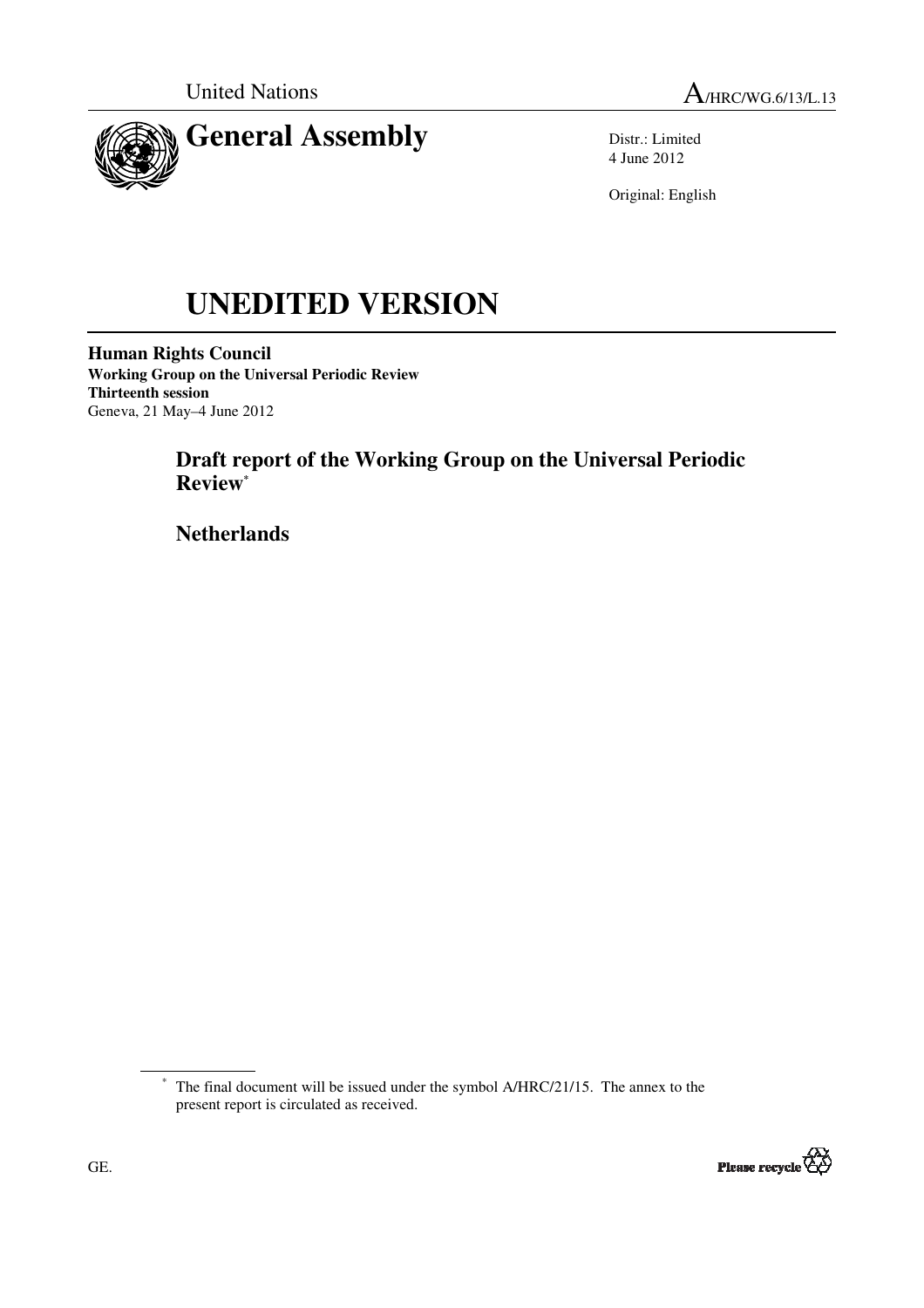United Nations

A/HRC/WG.6/13/L.13

# General Assembly

Distr.: Limited
4 June 2012

Original: English

# UNEDITED VERSION

**Human Rights Council**
**Working Group on the Universal Periodic Review**
**Thirteenth session**
Geneva, 21 May–4 June 2012

## Draft report of the Working Group on the Universal Periodic Review*

## Netherlands

---

* The final document will be issued under the symbol A/HRC/21/15. The annex to the present report is circulated as received.

GE.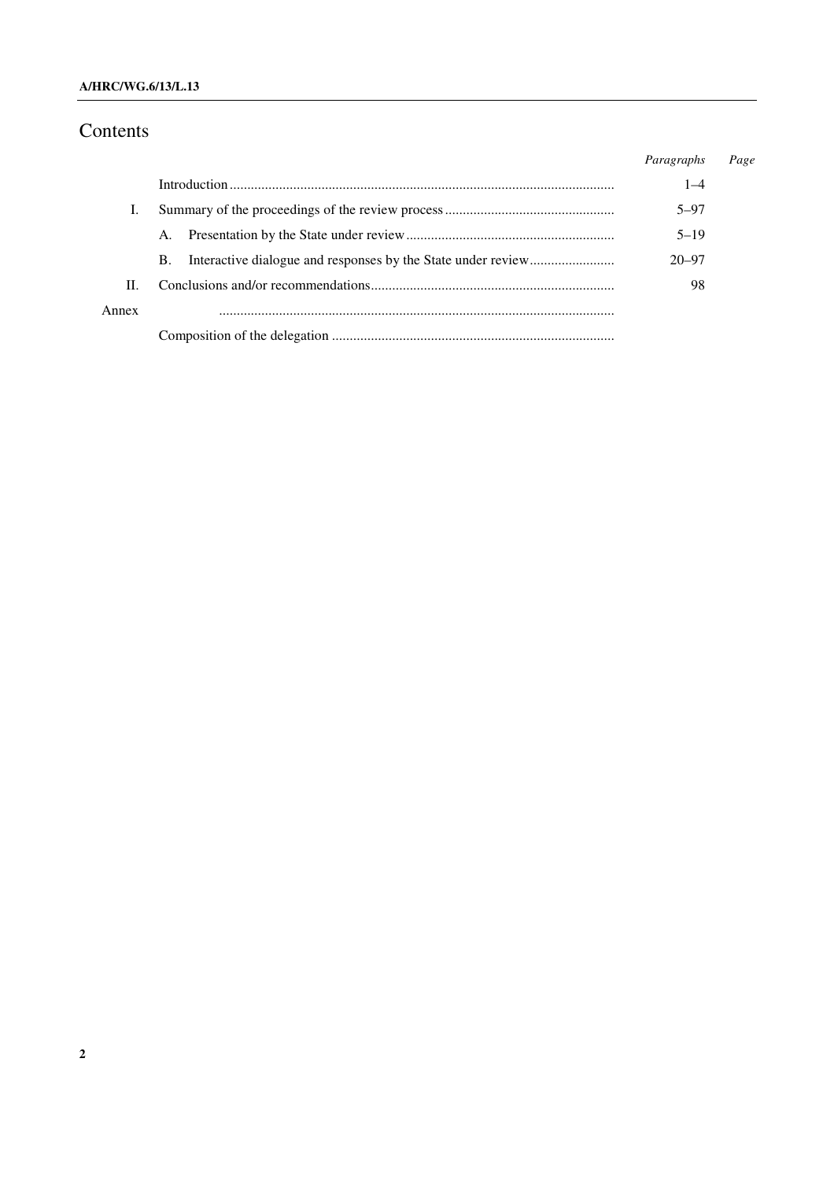# Contents

| | | Paragraphs | Page |
|---|---|---|---|
| | Introduction | 1–4 | |
| I. | Summary of the proceedings of the review process | 5–97 | |
| | A. Presentation by the State under review | 5–19 | |
| | B. Interactive dialogue and responses by the State under review | 20–97 | |
| II. | Conclusions and/or recommendations | 98 | |
| Annex | | | |
| | Composition of the delegation | | |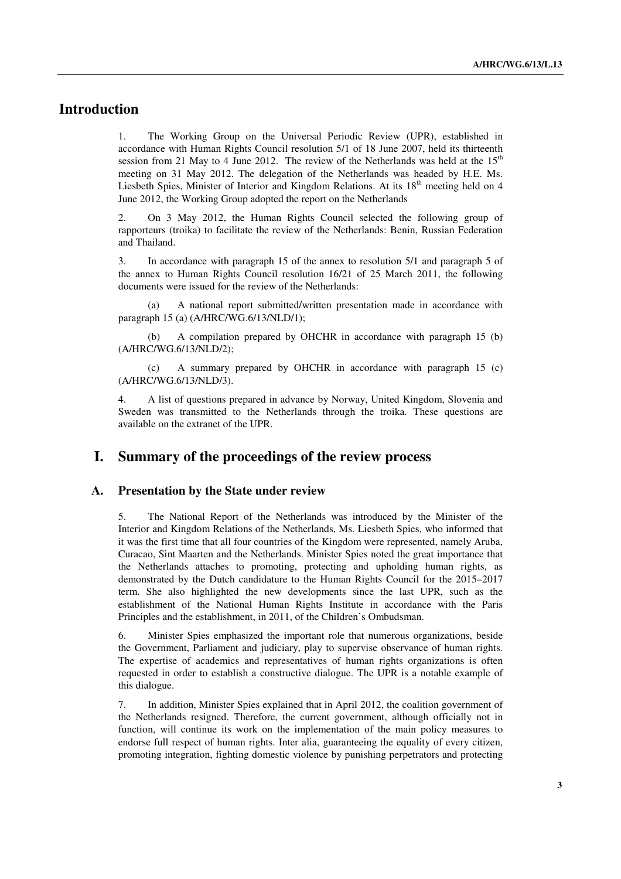# Introduction

1. The Working Group on the Universal Periodic Review (UPR), established in accordance with Human Rights Council resolution 5/1 of 18 June 2007, held its thirteenth session from 21 May to 4 June 2012. The review of the Netherlands was held at the 15th meeting on 31 May 2012. The delegation of the Netherlands was headed by H.E. Ms. Liesbeth Spies, Minister of Interior and Kingdom Relations. At its 18th meeting held on 4 June 2012, the Working Group adopted the report on the Netherlands

2. On 3 May 2012, the Human Rights Council selected the following group of rapporteurs (troika) to facilitate the review of the Netherlands: Benin, Russian Federation and Thailand.

3. In accordance with paragraph 15 of the annex to resolution 5/1 and paragraph 5 of the annex to Human Rights Council resolution 16/21 of 25 March 2011, the following documents were issued for the review of the Netherlands:

(a) A national report submitted/written presentation made in accordance with paragraph 15 (a) (A/HRC/WG.6/13/NLD/1);

(b) A compilation prepared by OHCHR in accordance with paragraph 15 (b) (A/HRC/WG.6/13/NLD/2);

(c) A summary prepared by OHCHR in accordance with paragraph 15 (c) (A/HRC/WG.6/13/NLD/3).

4. A list of questions prepared in advance by Norway, United Kingdom, Slovenia and Sweden was transmitted to the Netherlands through the troika. These questions are available on the extranet of the UPR.

# I. Summary of the proceedings of the review process

## A. Presentation by the State under review

5. The National Report of the Netherlands was introduced by the Minister of the Interior and Kingdom Relations of the Netherlands, Ms. Liesbeth Spies, who informed that it was the first time that all four countries of the Kingdom were represented, namely Aruba, Curacao, Sint Maarten and the Netherlands. Minister Spies noted the great importance that the Netherlands attaches to promoting, protecting and upholding human rights, as demonstrated by the Dutch candidature to the Human Rights Council for the 2015–2017 term. She also highlighted the new developments since the last UPR, such as the establishment of the National Human Rights Institute in accordance with the Paris Principles and the establishment, in 2011, of the Children's Ombudsman.

6. Minister Spies emphasized the important role that numerous organizations, beside the Government, Parliament and judiciary, play to supervise observance of human rights. The expertise of academics and representatives of human rights organizations is often requested in order to establish a constructive dialogue. The UPR is a notable example of this dialogue.

7. In addition, Minister Spies explained that in April 2012, the coalition government of the Netherlands resigned. Therefore, the current government, although officially not in function, will continue its work on the implementation of the main policy measures to endorse full respect of human rights. Inter alia, guaranteeing the equality of every citizen, promoting integration, fighting domestic violence by punishing perpetrators and protecting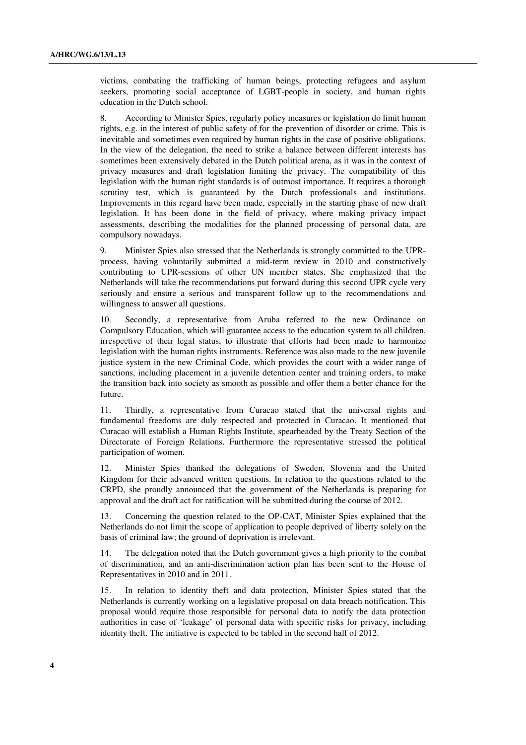victims, combating the trafficking of human beings, protecting refugees and asylum seekers, promoting social acceptance of LGBT-people in society, and human rights education in the Dutch school.

8. According to Minister Spies, regularly policy measures or legislation do limit human rights, e.g. in the interest of public safety of for the prevention of disorder or crime. This is inevitable and sometimes even required by human rights in the case of positive obligations. In the view of the delegation, the need to strike a balance between different interests has sometimes been extensively debated in the Dutch political arena, as it was in the context of privacy measures and draft legislation limiting the privacy. The compatibility of this legislation with the human right standards is of outmost importance. It requires a thorough scrutiny test, which is guaranteed by the Dutch professionals and institutions. Improvements in this regard have been made, especially in the starting phase of new draft legislation. It has been done in the field of privacy, where making privacy impact assessments, describing the modalities for the planned processing of personal data, are compulsory nowadays.

9. Minister Spies also stressed that the Netherlands is strongly committed to the UPR-process, having voluntarily submitted a mid-term review in 2010 and constructively contributing to UPR-sessions of other UN member states. She emphasized that the Netherlands will take the recommendations put forward during this second UPR cycle very seriously and ensure a serious and transparent follow up to the recommendations and willingness to answer all questions.

10. Secondly, a representative from Aruba referred to the new Ordinance on Compulsory Education, which will guarantee access to the education system to all children, irrespective of their legal status, to illustrate that efforts had been made to harmonize legislation with the human rights instruments. Reference was also made to the new juvenile justice system in the new Criminal Code, which provides the court with a wider range of sanctions, including placement in a juvenile detention center and training orders, to make the transition back into society as smooth as possible and offer them a better chance for the future.

11. Thirdly, a representative from Curacao stated that the universal rights and fundamental freedoms are duly respected and protected in Curacao. It mentioned that Curacao will establish a Human Rights Institute, spearheaded by the Treaty Section of the Directorate of Foreign Relations. Furthermore the representative stressed the political participation of women.

12. Minister Spies thanked the delegations of Sweden, Slovenia and the United Kingdom for their advanced written questions. In relation to the questions related to the CRPD, she proudly announced that the government of the Netherlands is preparing for approval and the draft act for ratification will be submitted during the course of 2012.

13. Concerning the question related to the OP-CAT, Minister Spies explained that the Netherlands do not limit the scope of application to people deprived of liberty solely on the basis of criminal law; the ground of deprivation is irrelevant.

14. The delegation noted that the Dutch government gives a high priority to the combat of discrimination, and an anti-discrimination action plan has been sent to the House of Representatives in 2010 and in 2011.

15. In relation to identity theft and data protection, Minister Spies stated that the Netherlands is currently working on a legislative proposal on data breach notification. This proposal would require those responsible for personal data to notify the data protection authorities in case of 'leakage' of personal data with specific risks for privacy, including identity theft. The initiative is expected to be tabled in the second half of 2012.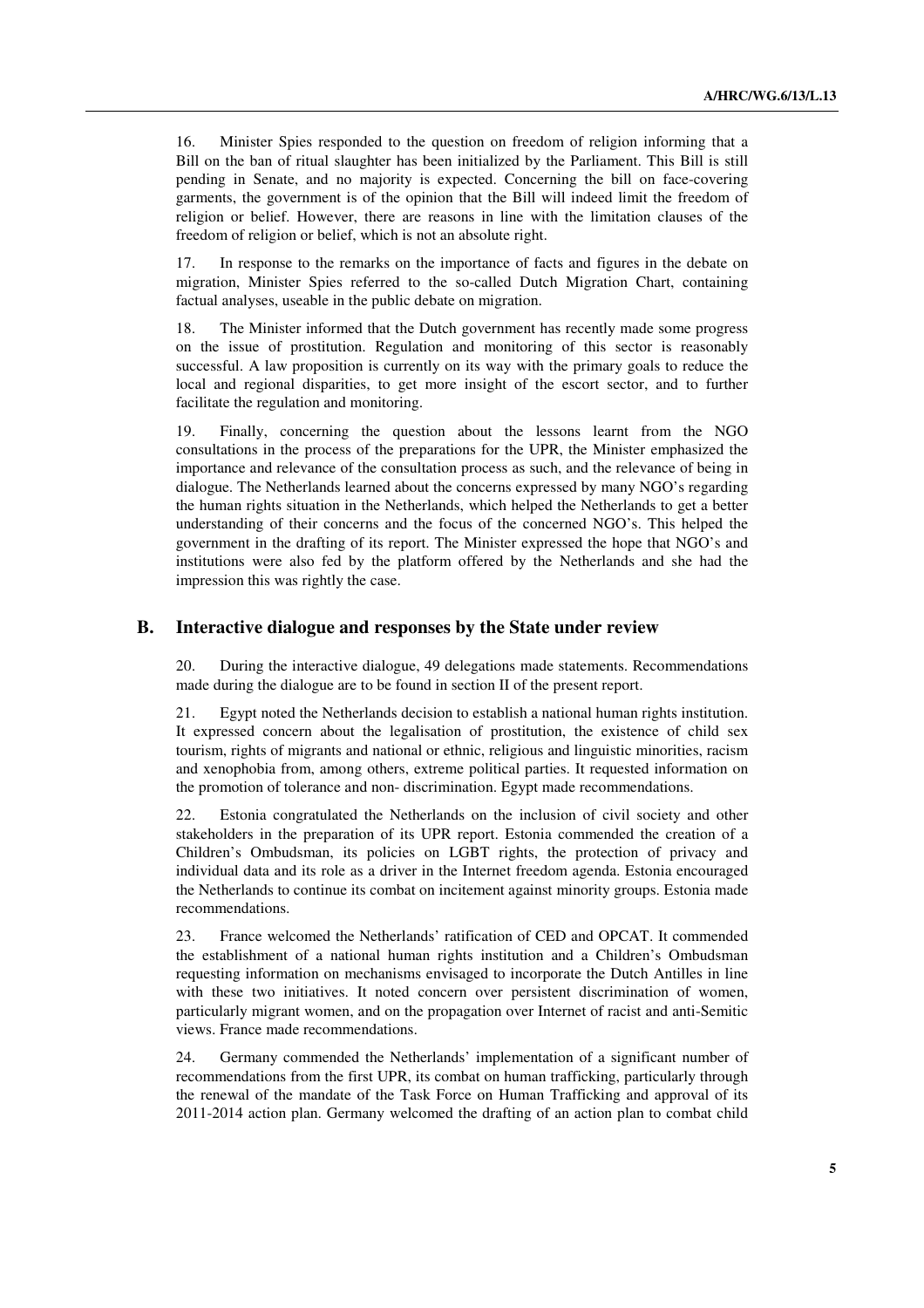16. Minister Spies responded to the question on freedom of religion informing that a Bill on the ban of ritual slaughter has been initialized by the Parliament. This Bill is still pending in Senate, and no majority is expected. Concerning the bill on face-covering garments, the government is of the opinion that the Bill will indeed limit the freedom of religion or belief. However, there are reasons in line with the limitation clauses of the freedom of religion or belief, which is not an absolute right.

17. In response to the remarks on the importance of facts and figures in the debate on migration, Minister Spies referred to the so-called Dutch Migration Chart, containing factual analyses, useable in the public debate on migration.

18. The Minister informed that the Dutch government has recently made some progress on the issue of prostitution. Regulation and monitoring of this sector is reasonably successful. A law proposition is currently on its way with the primary goals to reduce the local and regional disparities, to get more insight of the escort sector, and to further facilitate the regulation and monitoring.

19. Finally, concerning the question about the lessons learnt from the NGO consultations in the process of the preparations for the UPR, the Minister emphasized the importance and relevance of the consultation process as such, and the relevance of being in dialogue. The Netherlands learned about the concerns expressed by many NGO's regarding the human rights situation in the Netherlands, which helped the Netherlands to get a better understanding of their concerns and the focus of the concerned NGO's. This helped the government in the drafting of its report. The Minister expressed the hope that NGO's and institutions were also fed by the platform offered by the Netherlands and she had the impression this was rightly the case.

## B. Interactive dialogue and responses by the State under review

20. During the interactive dialogue, 49 delegations made statements. Recommendations made during the dialogue are to be found in section II of the present report.

21. Egypt noted the Netherlands decision to establish a national human rights institution. It expressed concern about the legalisation of prostitution, the existence of child sex tourism, rights of migrants and national or ethnic, religious and linguistic minorities, racism and xenophobia from, among others, extreme political parties. It requested information on the promotion of tolerance and non- discrimination. Egypt made recommendations.

22. Estonia congratulated the Netherlands on the inclusion of civil society and other stakeholders in the preparation of its UPR report. Estonia commended the creation of a Children's Ombudsman, its policies on LGBT rights, the protection of privacy and individual data and its role as a driver in the Internet freedom agenda. Estonia encouraged the Netherlands to continue its combat on incitement against minority groups. Estonia made recommendations.

23. France welcomed the Netherlands' ratification of CED and OPCAT. It commended the establishment of a national human rights institution and a Children's Ombudsman requesting information on mechanisms envisaged to incorporate the Dutch Antilles in line with these two initiatives. It noted concern over persistent discrimination of women, particularly migrant women, and on the propagation over Internet of racist and anti-Semitic views. France made recommendations.

24. Germany commended the Netherlands' implementation of a significant number of recommendations from the first UPR, its combat on human trafficking, particularly through the renewal of the mandate of the Task Force on Human Trafficking and approval of its 2011-2014 action plan. Germany welcomed the drafting of an action plan to combat child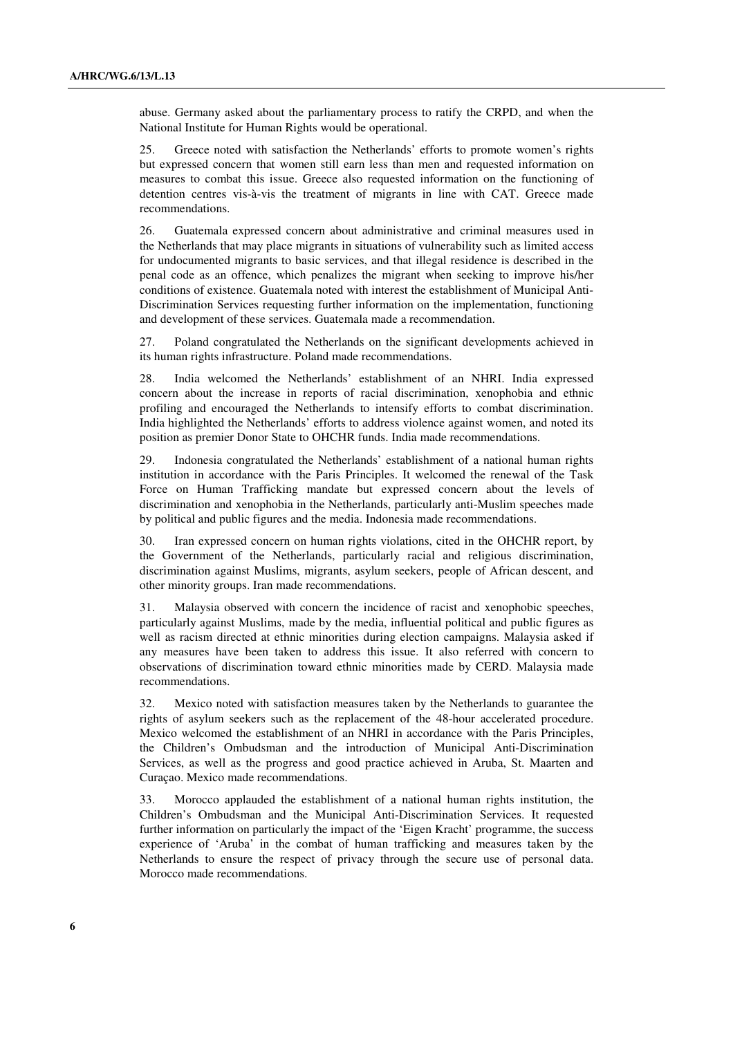abuse. Germany asked about the parliamentary process to ratify the CRPD, and when the National Institute for Human Rights would be operational.

25. Greece noted with satisfaction the Netherlands' efforts to promote women's rights but expressed concern that women still earn less than men and requested information on measures to combat this issue. Greece also requested information on the functioning of detention centres vis-à-vis the treatment of migrants in line with CAT. Greece made recommendations.

26. Guatemala expressed concern about administrative and criminal measures used in the Netherlands that may place migrants in situations of vulnerability such as limited access for undocumented migrants to basic services, and that illegal residence is described in the penal code as an offence, which penalizes the migrant when seeking to improve his/her conditions of existence. Guatemala noted with interest the establishment of Municipal Anti-Discrimination Services requesting further information on the implementation, functioning and development of these services. Guatemala made a recommendation.

27. Poland congratulated the Netherlands on the significant developments achieved in its human rights infrastructure. Poland made recommendations.

28. India welcomed the Netherlands' establishment of an NHRI. India expressed concern about the increase in reports of racial discrimination, xenophobia and ethnic profiling and encouraged the Netherlands to intensify efforts to combat discrimination. India highlighted the Netherlands' efforts to address violence against women, and noted its position as premier Donor State to OHCHR funds. India made recommendations.

29. Indonesia congratulated the Netherlands' establishment of a national human rights institution in accordance with the Paris Principles. It welcomed the renewal of the Task Force on Human Trafficking mandate but expressed concern about the levels of discrimination and xenophobia in the Netherlands, particularly anti-Muslim speeches made by political and public figures and the media. Indonesia made recommendations.

30. Iran expressed concern on human rights violations, cited in the OHCHR report, by the Government of the Netherlands, particularly racial and religious discrimination, discrimination against Muslims, migrants, asylum seekers, people of African descent, and other minority groups. Iran made recommendations.

31. Malaysia observed with concern the incidence of racist and xenophobic speeches, particularly against Muslims, made by the media, influential political and public figures as well as racism directed at ethnic minorities during election campaigns. Malaysia asked if any measures have been taken to address this issue. It also referred with concern to observations of discrimination toward ethnic minorities made by CERD. Malaysia made recommendations.

32. Mexico noted with satisfaction measures taken by the Netherlands to guarantee the rights of asylum seekers such as the replacement of the 48-hour accelerated procedure. Mexico welcomed the establishment of an NHRI in accordance with the Paris Principles, the Children's Ombudsman and the introduction of Municipal Anti-Discrimination Services, as well as the progress and good practice achieved in Aruba, St. Maarten and Curaçao. Mexico made recommendations.

33. Morocco applauded the establishment of a national human rights institution, the Children's Ombudsman and the Municipal Anti-Discrimination Services. It requested further information on particularly the impact of the 'Eigen Kracht' programme, the success experience of 'Aruba' in the combat of human trafficking and measures taken by the Netherlands to ensure the respect of privacy through the secure use of personal data. Morocco made recommendations.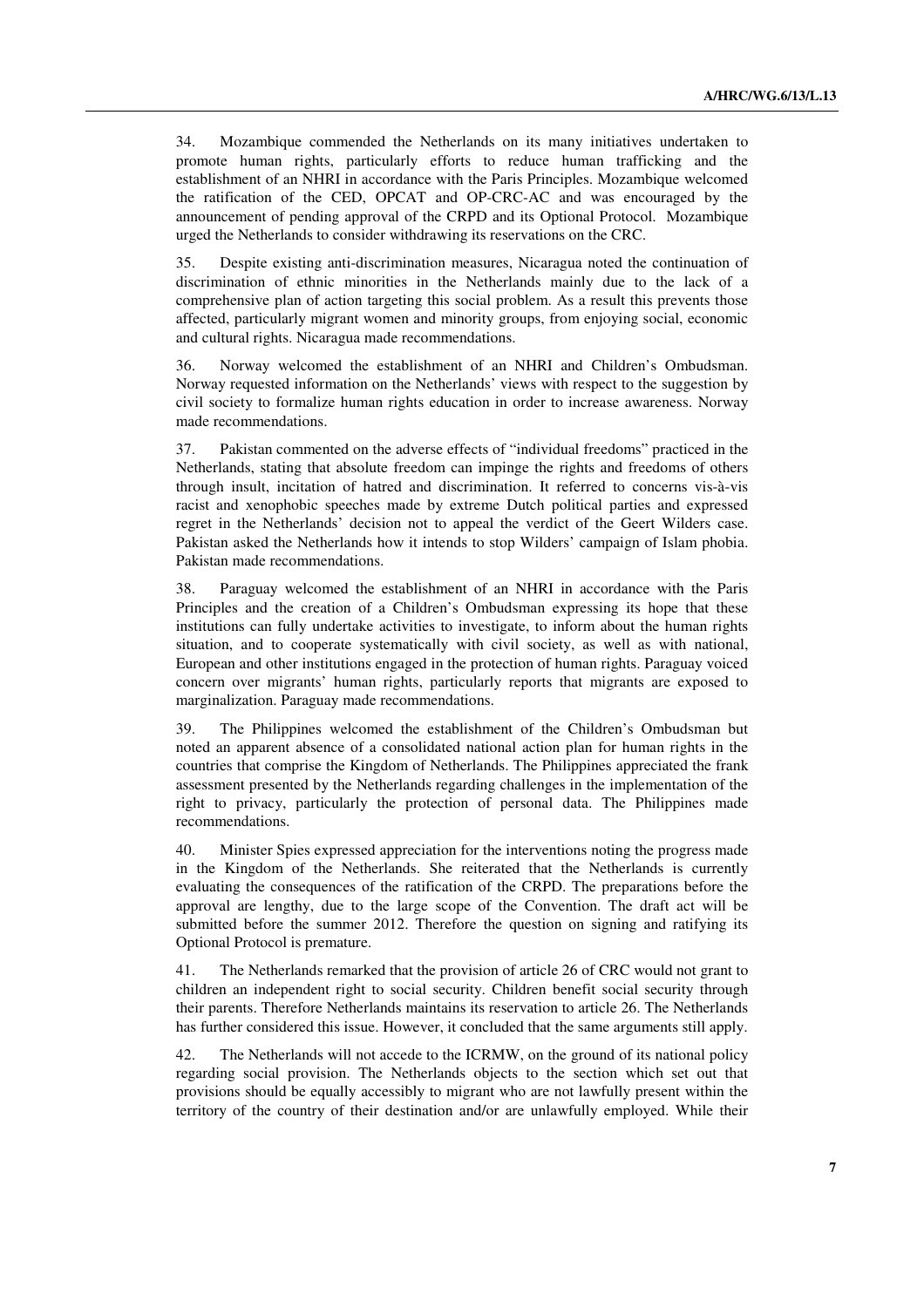34. Mozambique commended the Netherlands on its many initiatives undertaken to promote human rights, particularly efforts to reduce human trafficking and the establishment of an NHRI in accordance with the Paris Principles. Mozambique welcomed the ratification of the CED, OPCAT and OP-CRC-AC and was encouraged by the announcement of pending approval of the CRPD and its Optional Protocol. Mozambique urged the Netherlands to consider withdrawing its reservations on the CRC.

35. Despite existing anti-discrimination measures, Nicaragua noted the continuation of discrimination of ethnic minorities in the Netherlands mainly due to the lack of a comprehensive plan of action targeting this social problem. As a result this prevents those affected, particularly migrant women and minority groups, from enjoying social, economic and cultural rights. Nicaragua made recommendations.

36. Norway welcomed the establishment of an NHRI and Children's Ombudsman. Norway requested information on the Netherlands' views with respect to the suggestion by civil society to formalize human rights education in order to increase awareness. Norway made recommendations.

37. Pakistan commented on the adverse effects of "individual freedoms" practiced in the Netherlands, stating that absolute freedom can impinge the rights and freedoms of others through insult, incitation of hatred and discrimination. It referred to concerns vis-à-vis racist and xenophobic speeches made by extreme Dutch political parties and expressed regret in the Netherlands' decision not to appeal the verdict of the Geert Wilders case. Pakistan asked the Netherlands how it intends to stop Wilders' campaign of Islam phobia. Pakistan made recommendations.

38. Paraguay welcomed the establishment of an NHRI in accordance with the Paris Principles and the creation of a Children's Ombudsman expressing its hope that these institutions can fully undertake activities to investigate, to inform about the human rights situation, and to cooperate systematically with civil society, as well as with national, European and other institutions engaged in the protection of human rights. Paraguay voiced concern over migrants' human rights, particularly reports that migrants are exposed to marginalization. Paraguay made recommendations.

39. The Philippines welcomed the establishment of the Children's Ombudsman but noted an apparent absence of a consolidated national action plan for human rights in the countries that comprise the Kingdom of Netherlands. The Philippines appreciated the frank assessment presented by the Netherlands regarding challenges in the implementation of the right to privacy, particularly the protection of personal data. The Philippines made recommendations.

40. Minister Spies expressed appreciation for the interventions noting the progress made in the Kingdom of the Netherlands. She reiterated that the Netherlands is currently evaluating the consequences of the ratification of the CRPD. The preparations before the approval are lengthy, due to the large scope of the Convention. The draft act will be submitted before the summer 2012. Therefore the question on signing and ratifying its Optional Protocol is premature.

41. The Netherlands remarked that the provision of article 26 of CRC would not grant to children an independent right to social security. Children benefit social security through their parents. Therefore Netherlands maintains its reservation to article 26. The Netherlands has further considered this issue. However, it concluded that the same arguments still apply.

42. The Netherlands will not accede to the ICRMW, on the ground of its national policy regarding social provision. The Netherlands objects to the section which set out that provisions should be equally accessibly to migrant who are not lawfully present within the territory of the country of their destination and/or are unlawfully employed. While their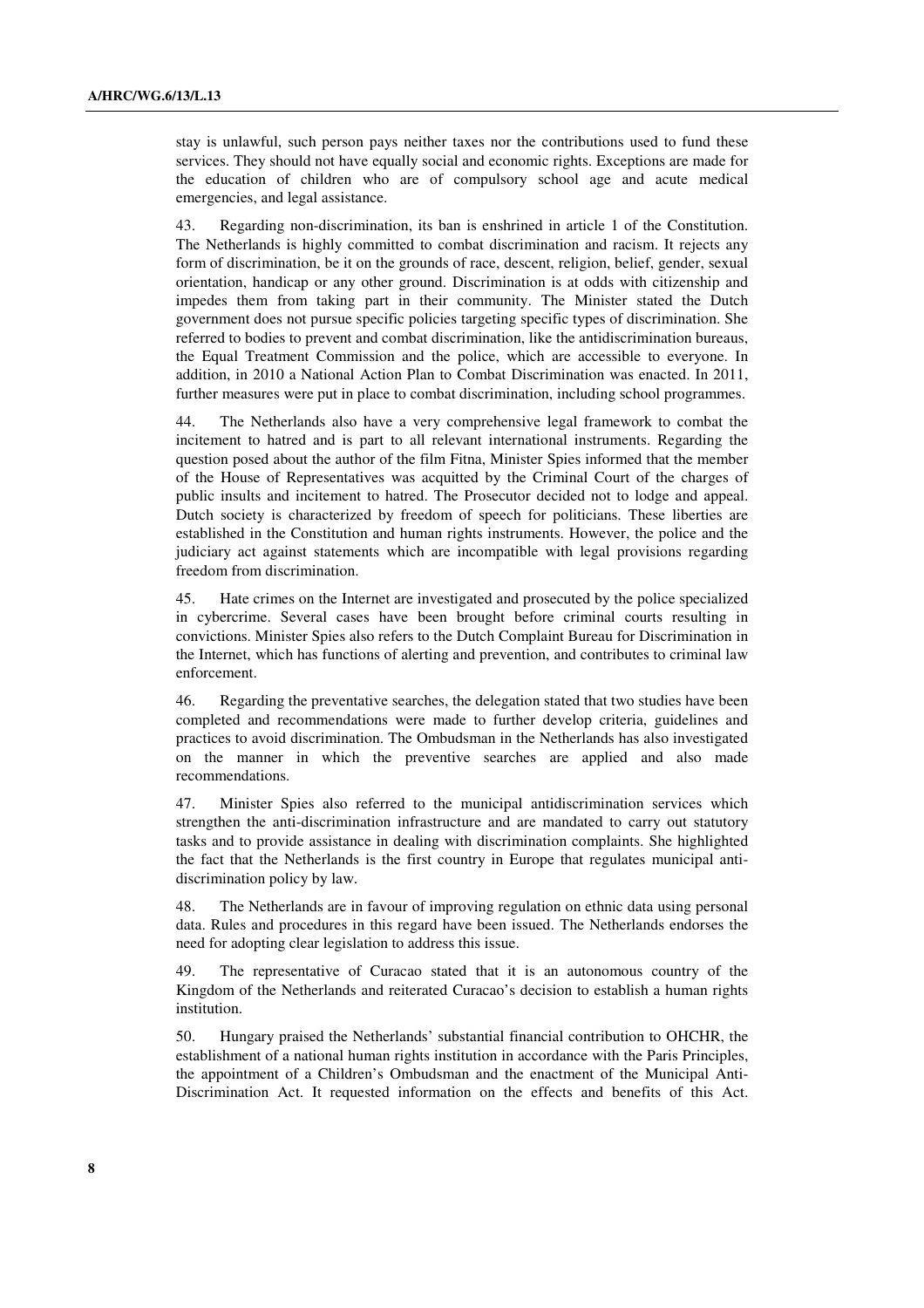stay is unlawful, such person pays neither taxes nor the contributions used to fund these services. They should not have equally social and economic rights. Exceptions are made for the education of children who are of compulsory school age and acute medical emergencies, and legal assistance.

43. Regarding non-discrimination, its ban is enshrined in article 1 of the Constitution. The Netherlands is highly committed to combat discrimination and racism. It rejects any form of discrimination, be it on the grounds of race, descent, religion, belief, gender, sexual orientation, handicap or any other ground. Discrimination is at odds with citizenship and impedes them from taking part in their community. The Minister stated the Dutch government does not pursue specific policies targeting specific types of discrimination. She referred to bodies to prevent and combat discrimination, like the antidiscrimination bureaus, the Equal Treatment Commission and the police, which are accessible to everyone. In addition, in 2010 a National Action Plan to Combat Discrimination was enacted. In 2011, further measures were put in place to combat discrimination, including school programmes.

44. The Netherlands also have a very comprehensive legal framework to combat the incitement to hatred and is part to all relevant international instruments. Regarding the question posed about the author of the film Fitna, Minister Spies informed that the member of the House of Representatives was acquitted by the Criminal Court of the charges of public insults and incitement to hatred. The Prosecutor decided not to lodge and appeal. Dutch society is characterized by freedom of speech for politicians. These liberties are established in the Constitution and human rights instruments. However, the police and the judiciary act against statements which are incompatible with legal provisions regarding freedom from discrimination.

45. Hate crimes on the Internet are investigated and prosecuted by the police specialized in cybercrime. Several cases have been brought before criminal courts resulting in convictions. Minister Spies also refers to the Dutch Complaint Bureau for Discrimination in the Internet, which has functions of alerting and prevention, and contributes to criminal law enforcement.

46. Regarding the preventative searches, the delegation stated that two studies have been completed and recommendations were made to further develop criteria, guidelines and practices to avoid discrimination. The Ombudsman in the Netherlands has also investigated on the manner in which the preventive searches are applied and also made recommendations.

47. Minister Spies also referred to the municipal antidiscrimination services which strengthen the anti-discrimination infrastructure and are mandated to carry out statutory tasks and to provide assistance in dealing with discrimination complaints. She highlighted the fact that the Netherlands is the first country in Europe that regulates municipal anti-discrimination policy by law.

48. The Netherlands are in favour of improving regulation on ethnic data using personal data. Rules and procedures in this regard have been issued. The Netherlands endorses the need for adopting clear legislation to address this issue.

49. The representative of Curacao stated that it is an autonomous country of the Kingdom of the Netherlands and reiterated Curacao's decision to establish a human rights institution.

50. Hungary praised the Netherlands' substantial financial contribution to OHCHR, the establishment of a national human rights institution in accordance with the Paris Principles, the appointment of a Children's Ombudsman and the enactment of the Municipal Anti-Discrimination Act. It requested information on the effects and benefits of this Act.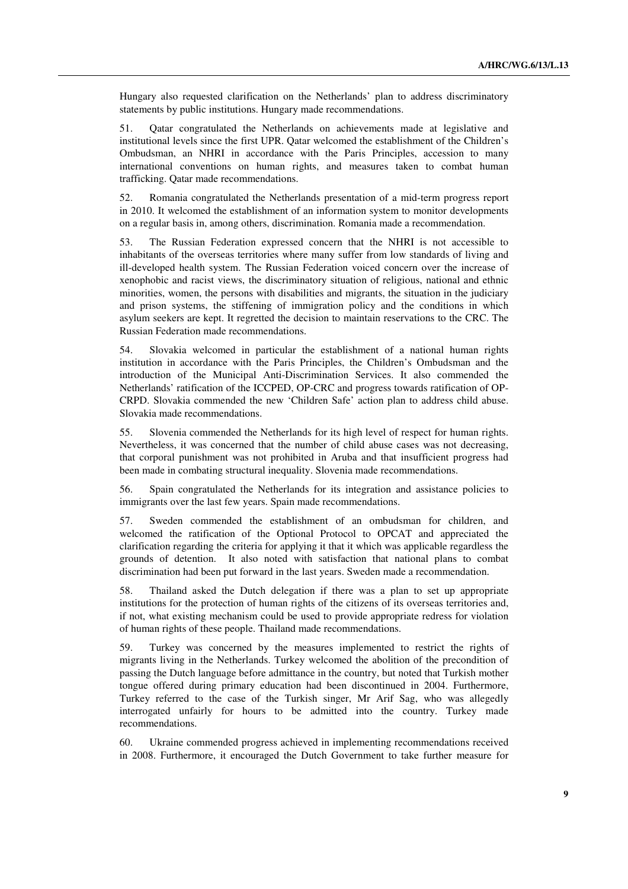Hungary also requested clarification on the Netherlands' plan to address discriminatory statements by public institutions. Hungary made recommendations.

51. Qatar congratulated the Netherlands on achievements made at legislative and institutional levels since the first UPR. Qatar welcomed the establishment of the Children's Ombudsman, an NHRI in accordance with the Paris Principles, accession to many international conventions on human rights, and measures taken to combat human trafficking. Qatar made recommendations.

52. Romania congratulated the Netherlands presentation of a mid-term progress report in 2010. It welcomed the establishment of an information system to monitor developments on a regular basis in, among others, discrimination. Romania made a recommendation.

53. The Russian Federation expressed concern that the NHRI is not accessible to inhabitants of the overseas territories where many suffer from low standards of living and ill-developed health system. The Russian Federation voiced concern over the increase of xenophobic and racist views, the discriminatory situation of religious, national and ethnic minorities, women, the persons with disabilities and migrants, the situation in the judiciary and prison systems, the stiffening of immigration policy and the conditions in which asylum seekers are kept. It regretted the decision to maintain reservations to the CRC. The Russian Federation made recommendations.

54. Slovakia welcomed in particular the establishment of a national human rights institution in accordance with the Paris Principles, the Children's Ombudsman and the introduction of the Municipal Anti-Discrimination Services. It also commended the Netherlands' ratification of the ICCPED, OP-CRC and progress towards ratification of OP-CRPD. Slovakia commended the new 'Children Safe' action plan to address child abuse. Slovakia made recommendations.

55. Slovenia commended the Netherlands for its high level of respect for human rights. Nevertheless, it was concerned that the number of child abuse cases was not decreasing, that corporal punishment was not prohibited in Aruba and that insufficient progress had been made in combating structural inequality. Slovenia made recommendations.

56. Spain congratulated the Netherlands for its integration and assistance policies to immigrants over the last few years. Spain made recommendations.

57. Sweden commended the establishment of an ombudsman for children, and welcomed the ratification of the Optional Protocol to OPCAT and appreciated the clarification regarding the criteria for applying it that it which was applicable regardless the grounds of detention. It also noted with satisfaction that national plans to combat discrimination had been put forward in the last years. Sweden made a recommendation.

58. Thailand asked the Dutch delegation if there was a plan to set up appropriate institutions for the protection of human rights of the citizens of its overseas territories and, if not, what existing mechanism could be used to provide appropriate redress for violation of human rights of these people. Thailand made recommendations.

59. Turkey was concerned by the measures implemented to restrict the rights of migrants living in the Netherlands. Turkey welcomed the abolition of the precondition of passing the Dutch language before admittance in the country, but noted that Turkish mother tongue offered during primary education had been discontinued in 2004. Furthermore, Turkey referred to the case of the Turkish singer, Mr Arif Sag, who was allegedly interrogated unfairly for hours to be admitted into the country. Turkey made recommendations.

60. Ukraine commended progress achieved in implementing recommendations received in 2008. Furthermore, it encouraged the Dutch Government to take further measure for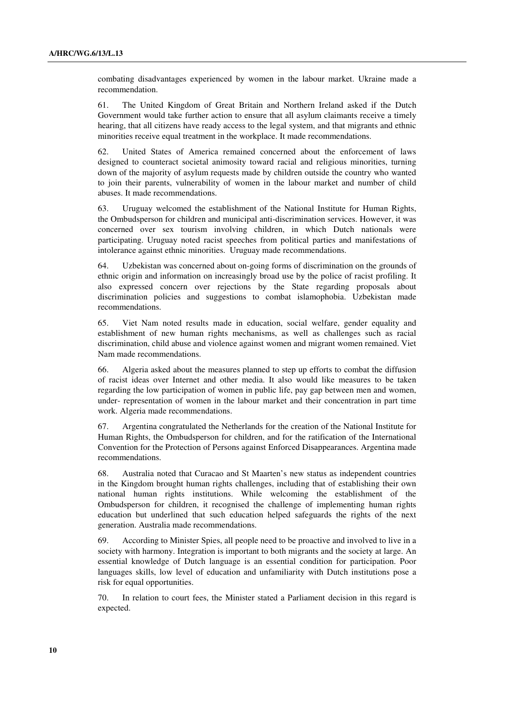combating disadvantages experienced by women in the labour market. Ukraine made a recommendation.

61. The United Kingdom of Great Britain and Northern Ireland asked if the Dutch Government would take further action to ensure that all asylum claimants receive a timely hearing, that all citizens have ready access to the legal system, and that migrants and ethnic minorities receive equal treatment in the workplace. It made recommendations.

62. United States of America remained concerned about the enforcement of laws designed to counteract societal animosity toward racial and religious minorities, turning down of the majority of asylum requests made by children outside the country who wanted to join their parents, vulnerability of women in the labour market and number of child abuses. It made recommendations.

63. Uruguay welcomed the establishment of the National Institute for Human Rights, the Ombudsperson for children and municipal anti-discrimination services. However, it was concerned over sex tourism involving children, in which Dutch nationals were participating. Uruguay noted racist speeches from political parties and manifestations of intolerance against ethnic minorities. Uruguay made recommendations.

64. Uzbekistan was concerned about on-going forms of discrimination on the grounds of ethnic origin and information on increasingly broad use by the police of racist profiling. It also expressed concern over rejections by the State regarding proposals about discrimination policies and suggestions to combat islamophobia. Uzbekistan made recommendations.

65. Viet Nam noted results made in education, social welfare, gender equality and establishment of new human rights mechanisms, as well as challenges such as racial discrimination, child abuse and violence against women and migrant women remained. Viet Nam made recommendations.

66. Algeria asked about the measures planned to step up efforts to combat the diffusion of racist ideas over Internet and other media. It also would like measures to be taken regarding the low participation of women in public life, pay gap between men and women, under- representation of women in the labour market and their concentration in part time work. Algeria made recommendations.

67. Argentina congratulated the Netherlands for the creation of the National Institute for Human Rights, the Ombudsperson for children, and for the ratification of the International Convention for the Protection of Persons against Enforced Disappearances. Argentina made recommendations.

68. Australia noted that Curacao and St Maarten's new status as independent countries in the Kingdom brought human rights challenges, including that of establishing their own national human rights institutions. While welcoming the establishment of the Ombudsperson for children, it recognised the challenge of implementing human rights education but underlined that such education helped safeguards the rights of the next generation. Australia made recommendations.

69. According to Minister Spies, all people need to be proactive and involved to live in a society with harmony. Integration is important to both migrants and the society at large. An essential knowledge of Dutch language is an essential condition for participation. Poor languages skills, low level of education and unfamiliarity with Dutch institutions pose a risk for equal opportunities.

70. In relation to court fees, the Minister stated a Parliament decision in this regard is expected.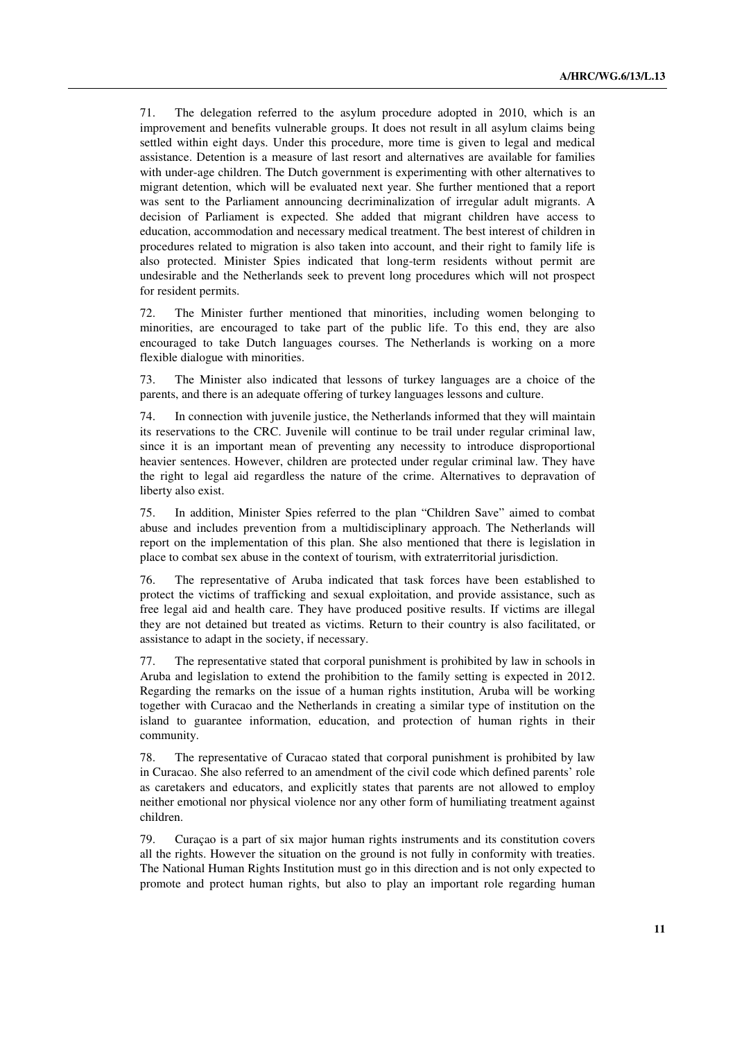71. The delegation referred to the asylum procedure adopted in 2010, which is an improvement and benefits vulnerable groups. It does not result in all asylum claims being settled within eight days. Under this procedure, more time is given to legal and medical assistance. Detention is a measure of last resort and alternatives are available for families with under-age children. The Dutch government is experimenting with other alternatives to migrant detention, which will be evaluated next year. She further mentioned that a report was sent to the Parliament announcing decriminalization of irregular adult migrants. A decision of Parliament is expected. She added that migrant children have access to education, accommodation and necessary medical treatment. The best interest of children in procedures related to migration is also taken into account, and their right to family life is also protected. Minister Spies indicated that long-term residents without permit are undesirable and the Netherlands seek to prevent long procedures which will not prospect for resident permits.

72. The Minister further mentioned that minorities, including women belonging to minorities, are encouraged to take part of the public life. To this end, they are also encouraged to take Dutch languages courses. The Netherlands is working on a more flexible dialogue with minorities.

73. The Minister also indicated that lessons of turkey languages are a choice of the parents, and there is an adequate offering of turkey languages lessons and culture.

74. In connection with juvenile justice, the Netherlands informed that they will maintain its reservations to the CRC. Juvenile will continue to be trail under regular criminal law, since it is an important mean of preventing any necessity to introduce disproportional heavier sentences. However, children are protected under regular criminal law. They have the right to legal aid regardless the nature of the crime. Alternatives to depravation of liberty also exist.

75. In addition, Minister Spies referred to the plan "Children Save" aimed to combat abuse and includes prevention from a multidisciplinary approach. The Netherlands will report on the implementation of this plan. She also mentioned that there is legislation in place to combat sex abuse in the context of tourism, with extraterritorial jurisdiction.

76. The representative of Aruba indicated that task forces have been established to protect the victims of trafficking and sexual exploitation, and provide assistance, such as free legal aid and health care. They have produced positive results. If victims are illegal they are not detained but treated as victims. Return to their country is also facilitated, or assistance to adapt in the society, if necessary.

77. The representative stated that corporal punishment is prohibited by law in schools in Aruba and legislation to extend the prohibition to the family setting is expected in 2012. Regarding the remarks on the issue of a human rights institution, Aruba will be working together with Curacao and the Netherlands in creating a similar type of institution on the island to guarantee information, education, and protection of human rights in their community.

78. The representative of Curacao stated that corporal punishment is prohibited by law in Curacao. She also referred to an amendment of the civil code which defined parents' role as caretakers and educators, and explicitly states that parents are not allowed to employ neither emotional nor physical violence nor any other form of humiliating treatment against children.

79. Curaçao is a part of six major human rights instruments and its constitution covers all the rights. However the situation on the ground is not fully in conformity with treaties. The National Human Rights Institution must go in this direction and is not only expected to promote and protect human rights, but also to play an important role regarding human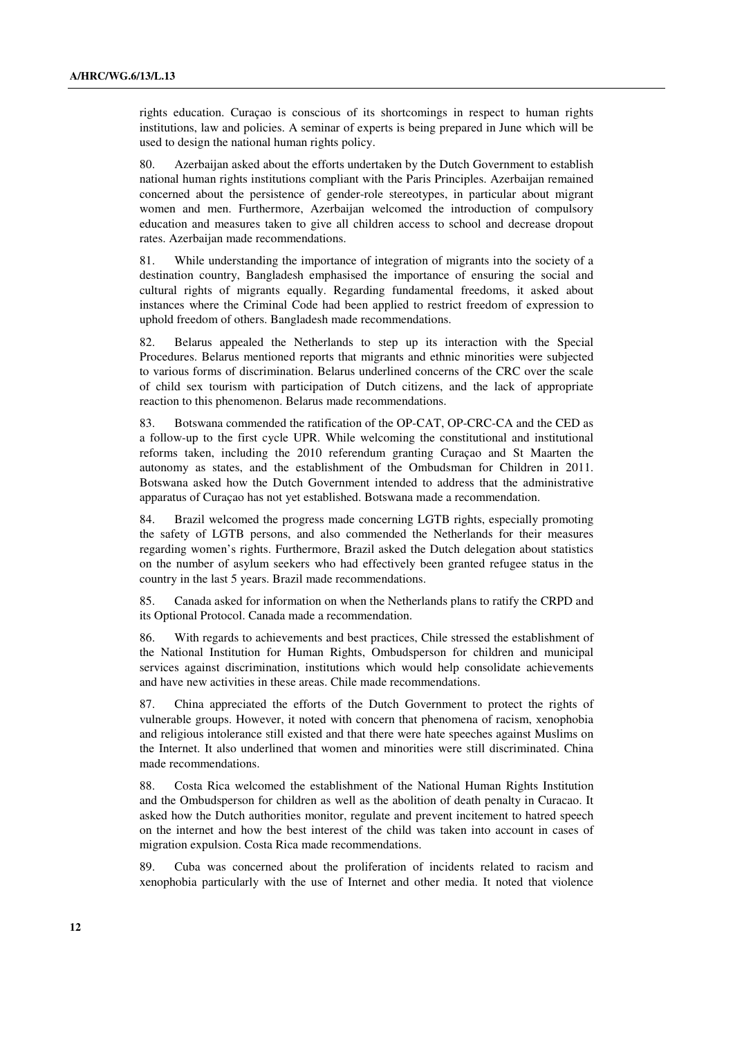rights education. Curaçao is conscious of its shortcomings in respect to human rights institutions, law and policies. A seminar of experts is being prepared in June which will be used to design the national human rights policy.

80. Azerbaijan asked about the efforts undertaken by the Dutch Government to establish national human rights institutions compliant with the Paris Principles. Azerbaijan remained concerned about the persistence of gender-role stereotypes, in particular about migrant women and men. Furthermore, Azerbaijan welcomed the introduction of compulsory education and measures taken to give all children access to school and decrease dropout rates. Azerbaijan made recommendations.

81. While understanding the importance of integration of migrants into the society of a destination country, Bangladesh emphasised the importance of ensuring the social and cultural rights of migrants equally. Regarding fundamental freedoms, it asked about instances where the Criminal Code had been applied to restrict freedom of expression to uphold freedom of others. Bangladesh made recommendations.

82. Belarus appealed the Netherlands to step up its interaction with the Special Procedures. Belarus mentioned reports that migrants and ethnic minorities were subjected to various forms of discrimination. Belarus underlined concerns of the CRC over the scale of child sex tourism with participation of Dutch citizens, and the lack of appropriate reaction to this phenomenon. Belarus made recommendations.

83. Botswana commended the ratification of the OP-CAT, OP-CRC-CA and the CED as a follow-up to the first cycle UPR. While welcoming the constitutional and institutional reforms taken, including the 2010 referendum granting Curaçao and St Maarten the autonomy as states, and the establishment of the Ombudsman for Children in 2011. Botswana asked how the Dutch Government intended to address that the administrative apparatus of Curaçao has not yet established. Botswana made a recommendation.

84. Brazil welcomed the progress made concerning LGTB rights, especially promoting the safety of LGTB persons, and also commended the Netherlands for their measures regarding women's rights. Furthermore, Brazil asked the Dutch delegation about statistics on the number of asylum seekers who had effectively been granted refugee status in the country in the last 5 years. Brazil made recommendations.

85. Canada asked for information on when the Netherlands plans to ratify the CRPD and its Optional Protocol. Canada made a recommendation.

86. With regards to achievements and best practices, Chile stressed the establishment of the National Institution for Human Rights, Ombudsperson for children and municipal services against discrimination, institutions which would help consolidate achievements and have new activities in these areas. Chile made recommendations.

87. China appreciated the efforts of the Dutch Government to protect the rights of vulnerable groups. However, it noted with concern that phenomena of racism, xenophobia and religious intolerance still existed and that there were hate speeches against Muslims on the Internet. It also underlined that women and minorities were still discriminated. China made recommendations.

88. Costa Rica welcomed the establishment of the National Human Rights Institution and the Ombudsperson for children as well as the abolition of death penalty in Curacao. It asked how the Dutch authorities monitor, regulate and prevent incitement to hatred speech on the internet and how the best interest of the child was taken into account in cases of migration expulsion. Costa Rica made recommendations.

89. Cuba was concerned about the proliferation of incidents related to racism and xenophobia particularly with the use of Internet and other media. It noted that violence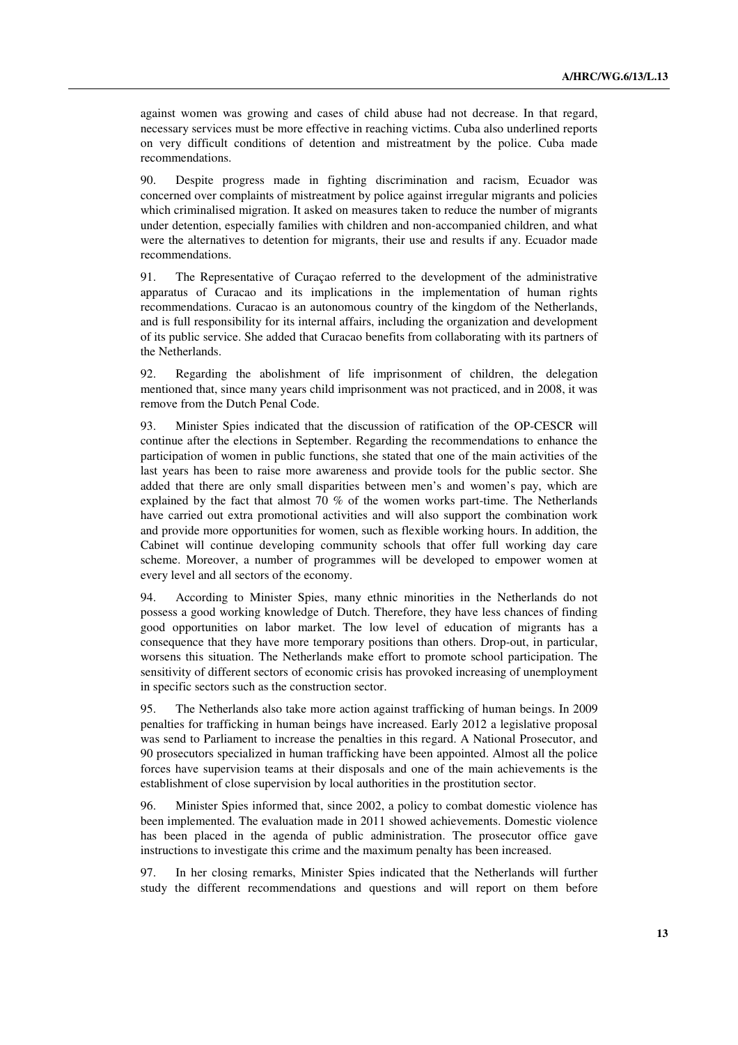against women was growing and cases of child abuse had not decrease. In that regard, necessary services must be more effective in reaching victims. Cuba also underlined reports on very difficult conditions of detention and mistreatment by the police. Cuba made recommendations.

90. Despite progress made in fighting discrimination and racism, Ecuador was concerned over complaints of mistreatment by police against irregular migrants and policies which criminalised migration. It asked on measures taken to reduce the number of migrants under detention, especially families with children and non-accompanied children, and what were the alternatives to detention for migrants, their use and results if any. Ecuador made recommendations.

91. The Representative of Curaçao referred to the development of the administrative apparatus of Curacao and its implications in the implementation of human rights recommendations. Curacao is an autonomous country of the kingdom of the Netherlands, and is full responsibility for its internal affairs, including the organization and development of its public service. She added that Curacao benefits from collaborating with its partners of the Netherlands.

92. Regarding the abolishment of life imprisonment of children, the delegation mentioned that, since many years child imprisonment was not practiced, and in 2008, it was remove from the Dutch Penal Code.

93. Minister Spies indicated that the discussion of ratification of the OP-CESCR will continue after the elections in September. Regarding the recommendations to enhance the participation of women in public functions, she stated that one of the main activities of the last years has been to raise more awareness and provide tools for the public sector. She added that there are only small disparities between men's and women's pay, which are explained by the fact that almost 70 % of the women works part-time. The Netherlands have carried out extra promotional activities and will also support the combination work and provide more opportunities for women, such as flexible working hours. In addition, the Cabinet will continue developing community schools that offer full working day care scheme. Moreover, a number of programmes will be developed to empower women at every level and all sectors of the economy.

94. According to Minister Spies, many ethnic minorities in the Netherlands do not possess a good working knowledge of Dutch. Therefore, they have less chances of finding good opportunities on labor market. The low level of education of migrants has a consequence that they have more temporary positions than others. Drop-out, in particular, worsens this situation. The Netherlands make effort to promote school participation. The sensitivity of different sectors of economic crisis has provoked increasing of unemployment in specific sectors such as the construction sector.

95. The Netherlands also take more action against trafficking of human beings. In 2009 penalties for trafficking in human beings have increased. Early 2012 a legislative proposal was send to Parliament to increase the penalties in this regard. A National Prosecutor, and 90 prosecutors specialized in human trafficking have been appointed. Almost all the police forces have supervision teams at their disposals and one of the main achievements is the establishment of close supervision by local authorities in the prostitution sector.

96. Minister Spies informed that, since 2002, a policy to combat domestic violence has been implemented. The evaluation made in 2011 showed achievements. Domestic violence has been placed in the agenda of public administration. The prosecutor office gave instructions to investigate this crime and the maximum penalty has been increased.

97. In her closing remarks, Minister Spies indicated that the Netherlands will further study the different recommendations and questions and will report on them before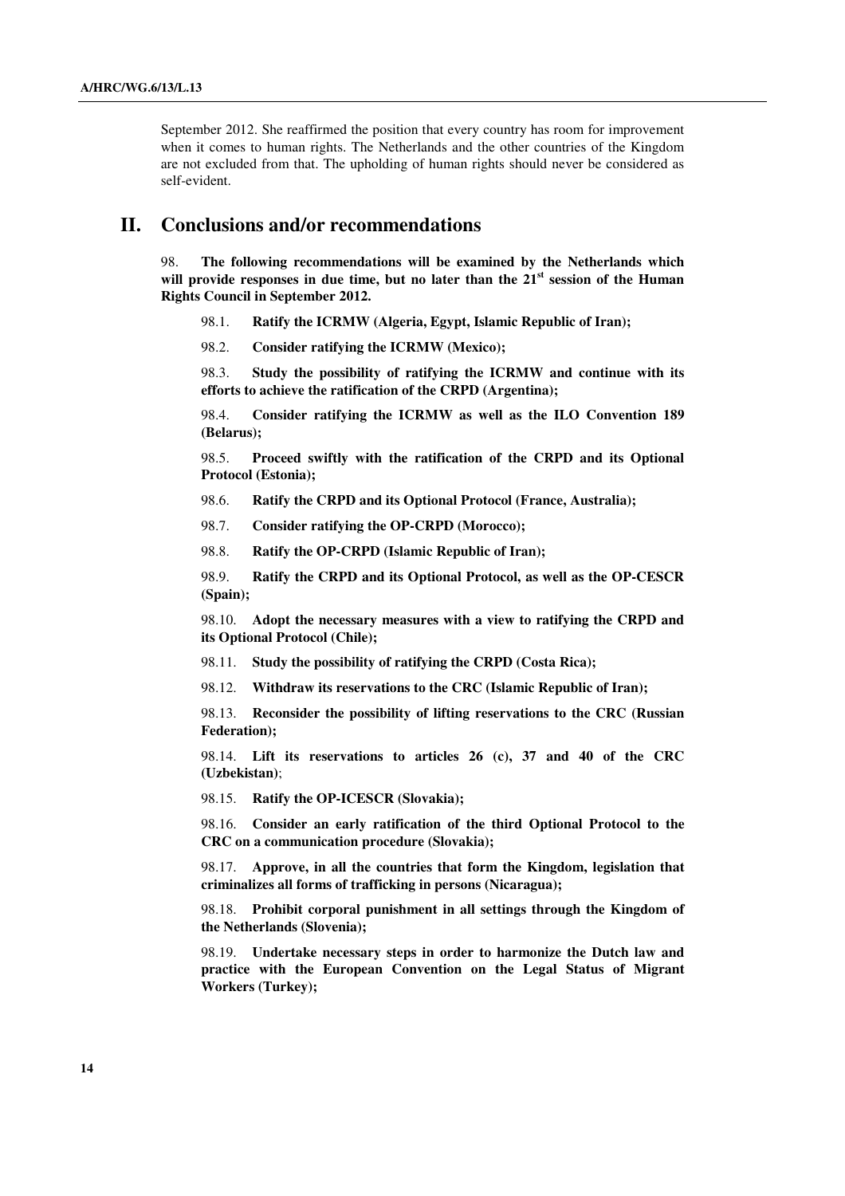September 2012. She reaffirmed the position that every country has room for improvement when it comes to human rights. The Netherlands and the other countries of the Kingdom are not excluded from that. The upholding of human rights should never be considered as self-evident.

## II. Conclusions and/or recommendations

98. **The following recommendations will be examined by the Netherlands which will provide responses in due time, but no later than the 21st session of the Human Rights Council in September 2012.**

98.1. **Ratify the ICRMW (Algeria, Egypt, Islamic Republic of Iran);**

98.2. **Consider ratifying the ICRMW (Mexico);**

98.3. **Study the possibility of ratifying the ICRMW and continue with its efforts to achieve the ratification of the CRPD (Argentina);**

98.4. **Consider ratifying the ICRMW as well as the ILO Convention 189 (Belarus);**

98.5. **Proceed swiftly with the ratification of the CRPD and its Optional Protocol (Estonia);**

98.6. **Ratify the CRPD and its Optional Protocol (France, Australia);**

98.7. **Consider ratifying the OP-CRPD (Morocco);**

98.8. **Ratify the OP-CRPD (Islamic Republic of Iran);**

98.9. **Ratify the CRPD and its Optional Protocol, as well as the OP-CESCR (Spain);**

98.10. **Adopt the necessary measures with a view to ratifying the CRPD and its Optional Protocol (Chile);**

98.11. **Study the possibility of ratifying the CRPD (Costa Rica);**

98.12. **Withdraw its reservations to the CRC (Islamic Republic of Iran);**

98.13. **Reconsider the possibility of lifting reservations to the CRC (Russian Federation);**

98.14. **Lift its reservations to articles 26 (c), 37 and 40 of the CRC (Uzbekistan)**;

98.15. **Ratify the OP-ICESCR (Slovakia);**

98.16. **Consider an early ratification of the third Optional Protocol to the CRC on a communication procedure (Slovakia);**

98.17. **Approve, in all the countries that form the Kingdom, legislation that criminalizes all forms of trafficking in persons (Nicaragua);**

98.18. **Prohibit corporal punishment in all settings through the Kingdom of the Netherlands (Slovenia);**

98.19. **Undertake necessary steps in order to harmonize the Dutch law and practice with the European Convention on the Legal Status of Migrant Workers (Turkey);**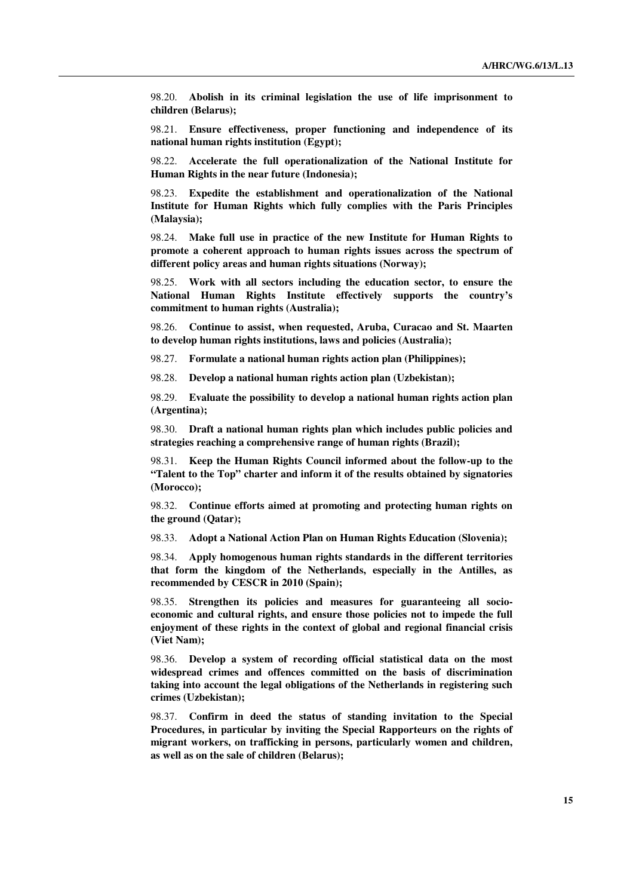98.20. **Abolish in its criminal legislation the use of life imprisonment to children (Belarus);**

98.21. **Ensure effectiveness, proper functioning and independence of its national human rights institution (Egypt);**

98.22. **Accelerate the full operationalization of the National Institute for Human Rights in the near future (Indonesia);**

98.23. **Expedite the establishment and operationalization of the National Institute for Human Rights which fully complies with the Paris Principles (Malaysia);**

98.24. **Make full use in practice of the new Institute for Human Rights to promote a coherent approach to human rights issues across the spectrum of different policy areas and human rights situations (Norway);**

98.25. **Work with all sectors including the education sector, to ensure the National Human Rights Institute effectively supports the country's commitment to human rights (Australia);**

98.26. **Continue to assist, when requested, Aruba, Curacao and St. Maarten to develop human rights institutions, laws and policies (Australia);**

98.27. **Formulate a national human rights action plan (Philippines);**

98.28. **Develop a national human rights action plan (Uzbekistan);**

98.29. **Evaluate the possibility to develop a national human rights action plan (Argentina);**

98.30. **Draft a national human rights plan which includes public policies and strategies reaching a comprehensive range of human rights (Brazil);**

98.31. **Keep the Human Rights Council informed about the follow-up to the "Talent to the Top" charter and inform it of the results obtained by signatories (Morocco);**

98.32. **Continue efforts aimed at promoting and protecting human rights on the ground (Qatar);**

98.33. **Adopt a National Action Plan on Human Rights Education (Slovenia);**

98.34. **Apply homogenous human rights standards in the different territories that form the kingdom of the Netherlands, especially in the Antilles, as recommended by CESCR in 2010 (Spain);**

98.35. **Strengthen its policies and measures for guaranteeing all socio-economic and cultural rights, and ensure those policies not to impede the full enjoyment of these rights in the context of global and regional financial crisis (Viet Nam);**

98.36. **Develop a system of recording official statistical data on the most widespread crimes and offences committed on the basis of discrimination taking into account the legal obligations of the Netherlands in registering such crimes (Uzbekistan);**

98.37. **Confirm in deed the status of standing invitation to the Special Procedures, in particular by inviting the Special Rapporteurs on the rights of migrant workers, on trafficking in persons, particularly women and children, as well as on the sale of children (Belarus);**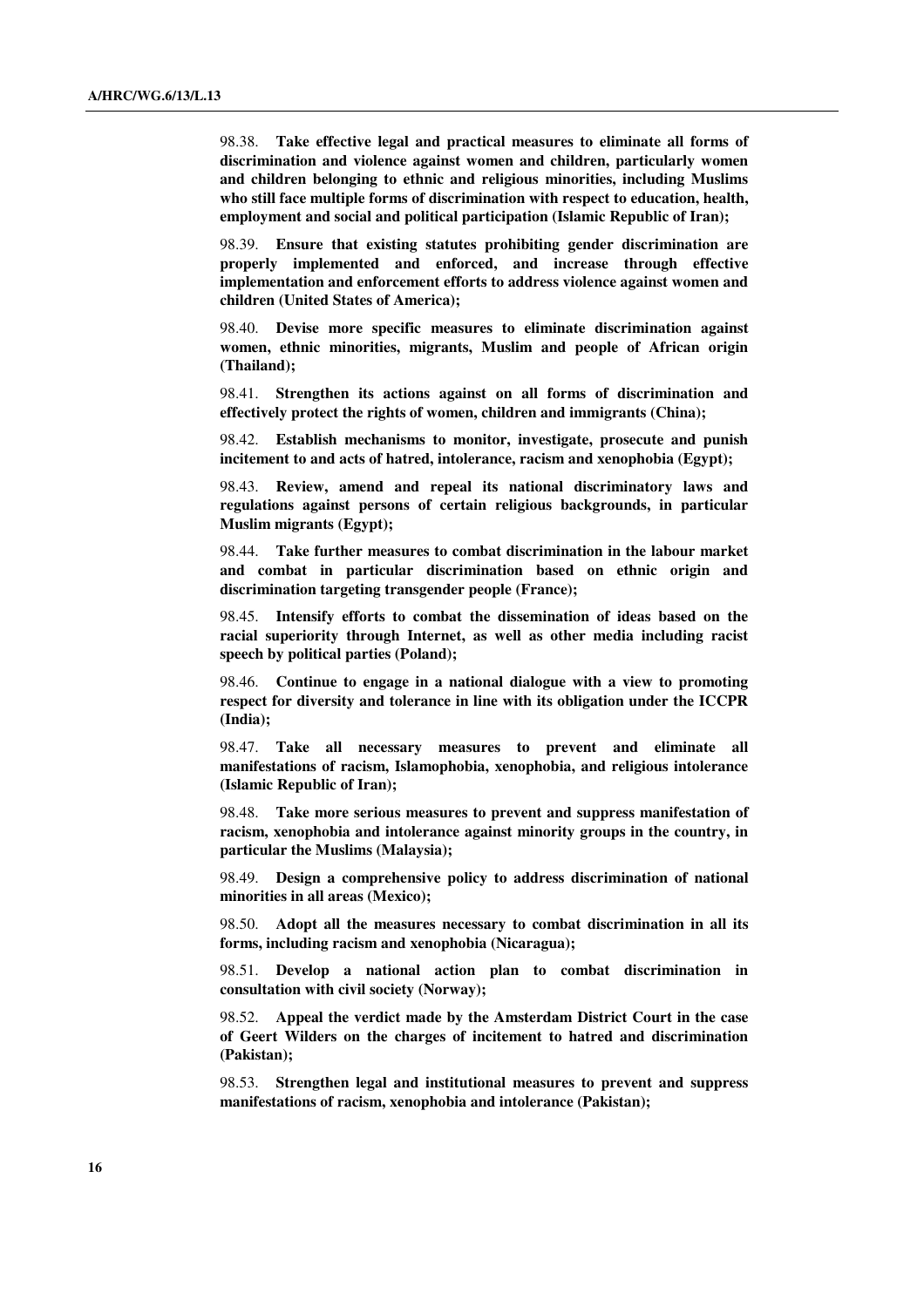98.38. **Take effective legal and practical measures to eliminate all forms of discrimination and violence against women and children, particularly women and children belonging to ethnic and religious minorities, including Muslims who still face multiple forms of discrimination with respect to education, health, employment and social and political participation (Islamic Republic of Iran);**

98.39. **Ensure that existing statutes prohibiting gender discrimination are properly implemented and enforced, and increase through effective implementation and enforcement efforts to address violence against women and children (United States of America);**

98.40. **Devise more specific measures to eliminate discrimination against women, ethnic minorities, migrants, Muslim and people of African origin (Thailand);**

98.41. **Strengthen its actions against on all forms of discrimination and effectively protect the rights of women, children and immigrants (China);**

98.42. **Establish mechanisms to monitor, investigate, prosecute and punish incitement to and acts of hatred, intolerance, racism and xenophobia (Egypt);**

98.43. **Review, amend and repeal its national discriminatory laws and regulations against persons of certain religious backgrounds, in particular Muslim migrants (Egypt);**

98.44. **Take further measures to combat discrimination in the labour market and combat in particular discrimination based on ethnic origin and discrimination targeting transgender people (France);**

98.45. **Intensify efforts to combat the dissemination of ideas based on the racial superiority through Internet, as well as other media including racist speech by political parties (Poland);**

98.46. **Continue to engage in a national dialogue with a view to promoting respect for diversity and tolerance in line with its obligation under the ICCPR (India);**

98.47. **Take all necessary measures to prevent and eliminate all manifestations of racism, Islamophobia, xenophobia, and religious intolerance (Islamic Republic of Iran);**

98.48. **Take more serious measures to prevent and suppress manifestation of racism, xenophobia and intolerance against minority groups in the country, in particular the Muslims (Malaysia);**

98.49. **Design a comprehensive policy to address discrimination of national minorities in all areas (Mexico);**

98.50. **Adopt all the measures necessary to combat discrimination in all its forms, including racism and xenophobia (Nicaragua);**

98.51. **Develop a national action plan to combat discrimination in consultation with civil society (Norway);**

98.52. **Appeal the verdict made by the Amsterdam District Court in the case of Geert Wilders on the charges of incitement to hatred and discrimination (Pakistan);**

98.53. **Strengthen legal and institutional measures to prevent and suppress manifestations of racism, xenophobia and intolerance (Pakistan);**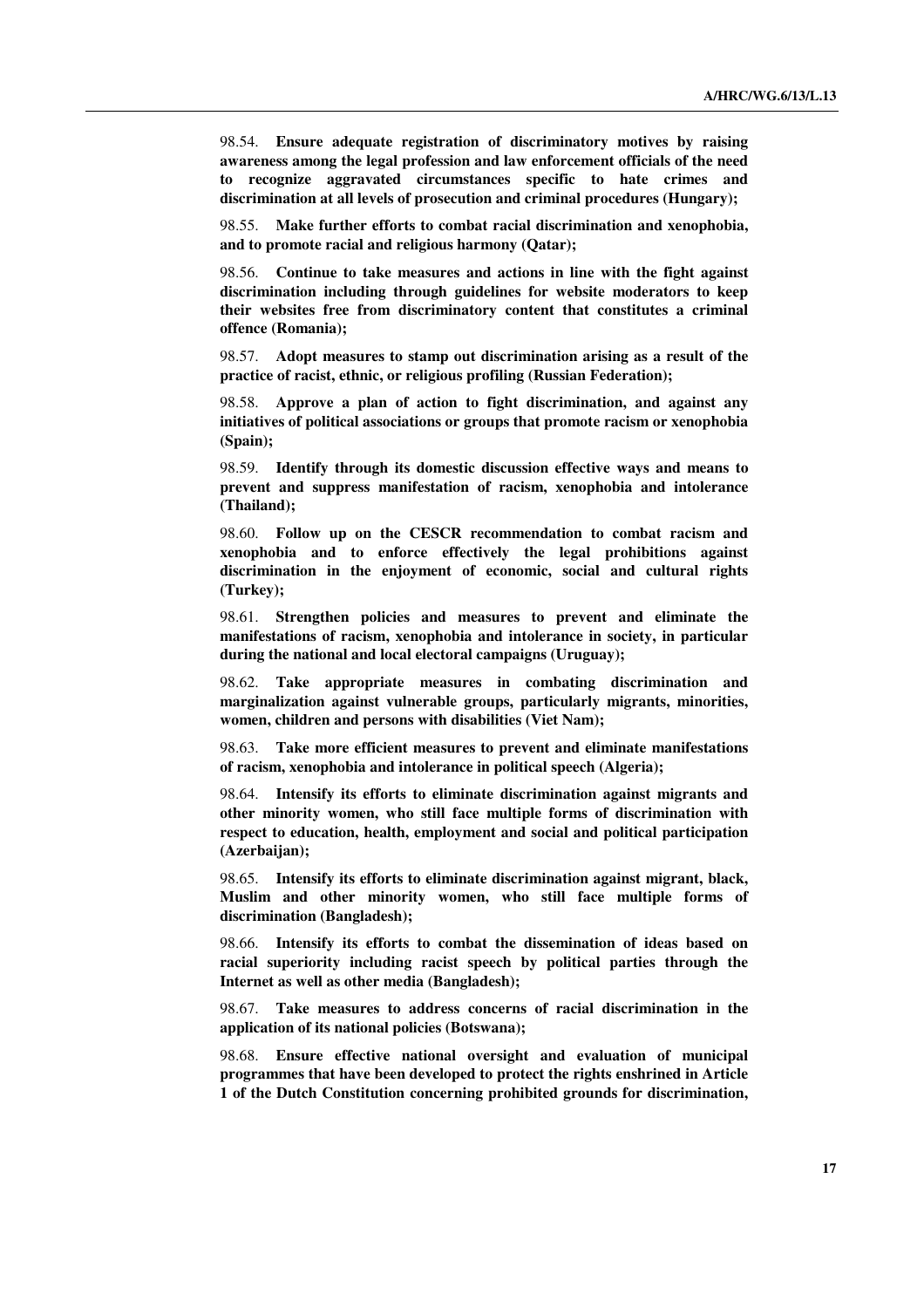98.54. **Ensure adequate registration of discriminatory motives by raising awareness among the legal profession and law enforcement officials of the need to recognize aggravated circumstances specific to hate crimes and discrimination at all levels of prosecution and criminal procedures (Hungary);**

98.55. **Make further efforts to combat racial discrimination and xenophobia, and to promote racial and religious harmony (Qatar);**

98.56. **Continue to take measures and actions in line with the fight against discrimination including through guidelines for website moderators to keep their websites free from discriminatory content that constitutes a criminal offence (Romania);**

98.57. **Adopt measures to stamp out discrimination arising as a result of the practice of racist, ethnic, or religious profiling (Russian Federation);**

98.58. **Approve a plan of action to fight discrimination, and against any initiatives of political associations or groups that promote racism or xenophobia (Spain);**

98.59. **Identify through its domestic discussion effective ways and means to prevent and suppress manifestation of racism, xenophobia and intolerance (Thailand);**

98.60. **Follow up on the CESCR recommendation to combat racism and xenophobia and to enforce effectively the legal prohibitions against discrimination in the enjoyment of economic, social and cultural rights (Turkey);**

98.61. **Strengthen policies and measures to prevent and eliminate the manifestations of racism, xenophobia and intolerance in society, in particular during the national and local electoral campaigns (Uruguay);**

98.62. **Take appropriate measures in combating discrimination and marginalization against vulnerable groups, particularly migrants, minorities, women, children and persons with disabilities (Viet Nam);**

98.63. **Take more efficient measures to prevent and eliminate manifestations of racism, xenophobia and intolerance in political speech (Algeria);**

98.64. **Intensify its efforts to eliminate discrimination against migrants and other minority women, who still face multiple forms of discrimination with respect to education, health, employment and social and political participation (Azerbaijan);**

98.65. **Intensify its efforts to eliminate discrimination against migrant, black, Muslim and other minority women, who still face multiple forms of discrimination (Bangladesh);**

98.66. **Intensify its efforts to combat the dissemination of ideas based on racial superiority including racist speech by political parties through the Internet as well as other media (Bangladesh);**

98.67. **Take measures to address concerns of racial discrimination in the application of its national policies (Botswana);**

98.68. **Ensure effective national oversight and evaluation of municipal programmes that have been developed to protect the rights enshrined in Article 1 of the Dutch Constitution concerning prohibited grounds for discrimination,**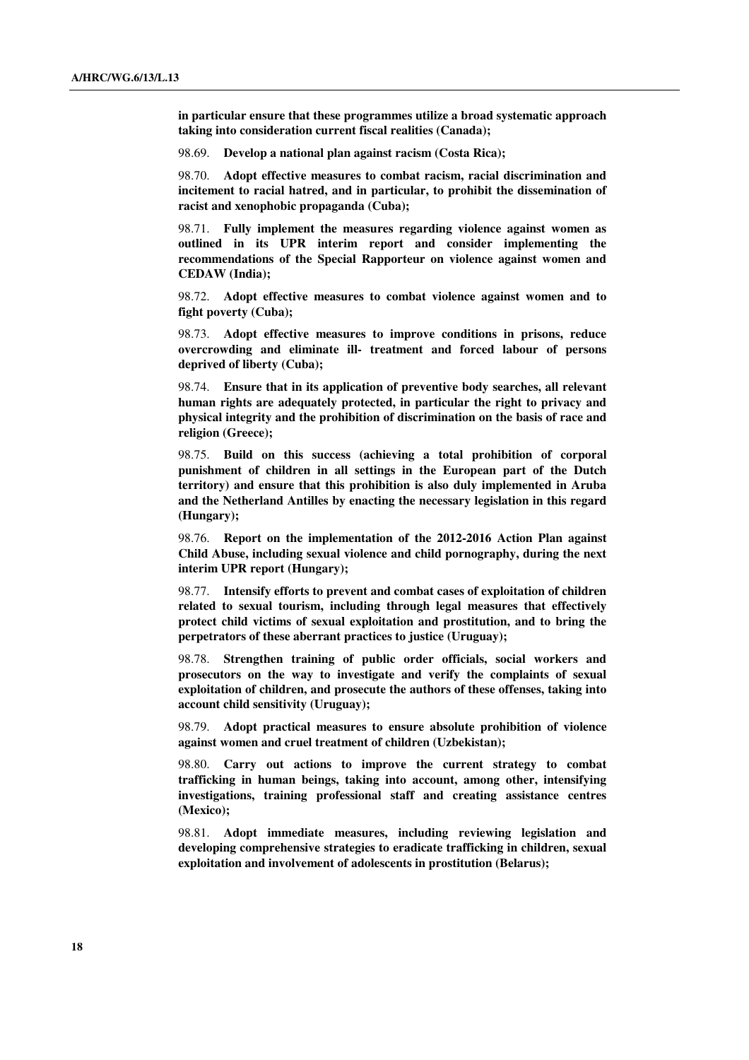**in particular ensure that these programmes utilize a broad systematic approach taking into consideration current fiscal realities (Canada);**

98.69. **Develop a national plan against racism (Costa Rica);**

98.70. **Adopt effective measures to combat racism, racial discrimination and incitement to racial hatred, and in particular, to prohibit the dissemination of racist and xenophobic propaganda (Cuba);**

98.71. **Fully implement the measures regarding violence against women as outlined in its UPR interim report and consider implementing the recommendations of the Special Rapporteur on violence against women and CEDAW (India);**

98.72. **Adopt effective measures to combat violence against women and to fight poverty (Cuba);**

98.73. **Adopt effective measures to improve conditions in prisons, reduce overcrowding and eliminate ill- treatment and forced labour of persons deprived of liberty (Cuba);**

98.74. **Ensure that in its application of preventive body searches, all relevant human rights are adequately protected, in particular the right to privacy and physical integrity and the prohibition of discrimination on the basis of race and religion (Greece);**

98.75. **Build on this success (achieving a total prohibition of corporal punishment of children in all settings in the European part of the Dutch territory) and ensure that this prohibition is also duly implemented in Aruba and the Netherland Antilles by enacting the necessary legislation in this regard (Hungary);**

98.76. **Report on the implementation of the 2012-2016 Action Plan against Child Abuse, including sexual violence and child pornography, during the next interim UPR report (Hungary);**

98.77. **Intensify efforts to prevent and combat cases of exploitation of children related to sexual tourism, including through legal measures that effectively protect child victims of sexual exploitation and prostitution, and to bring the perpetrators of these aberrant practices to justice (Uruguay);**

98.78. **Strengthen training of public order officials, social workers and prosecutors on the way to investigate and verify the complaints of sexual exploitation of children, and prosecute the authors of these offenses, taking into account child sensitivity (Uruguay);**

98.79. **Adopt practical measures to ensure absolute prohibition of violence against women and cruel treatment of children (Uzbekistan);**

98.80. **Carry out actions to improve the current strategy to combat trafficking in human beings, taking into account, among other, intensifying investigations, training professional staff and creating assistance centres (Mexico);**

98.81. **Adopt immediate measures, including reviewing legislation and developing comprehensive strategies to eradicate trafficking in children, sexual exploitation and involvement of adolescents in prostitution (Belarus);**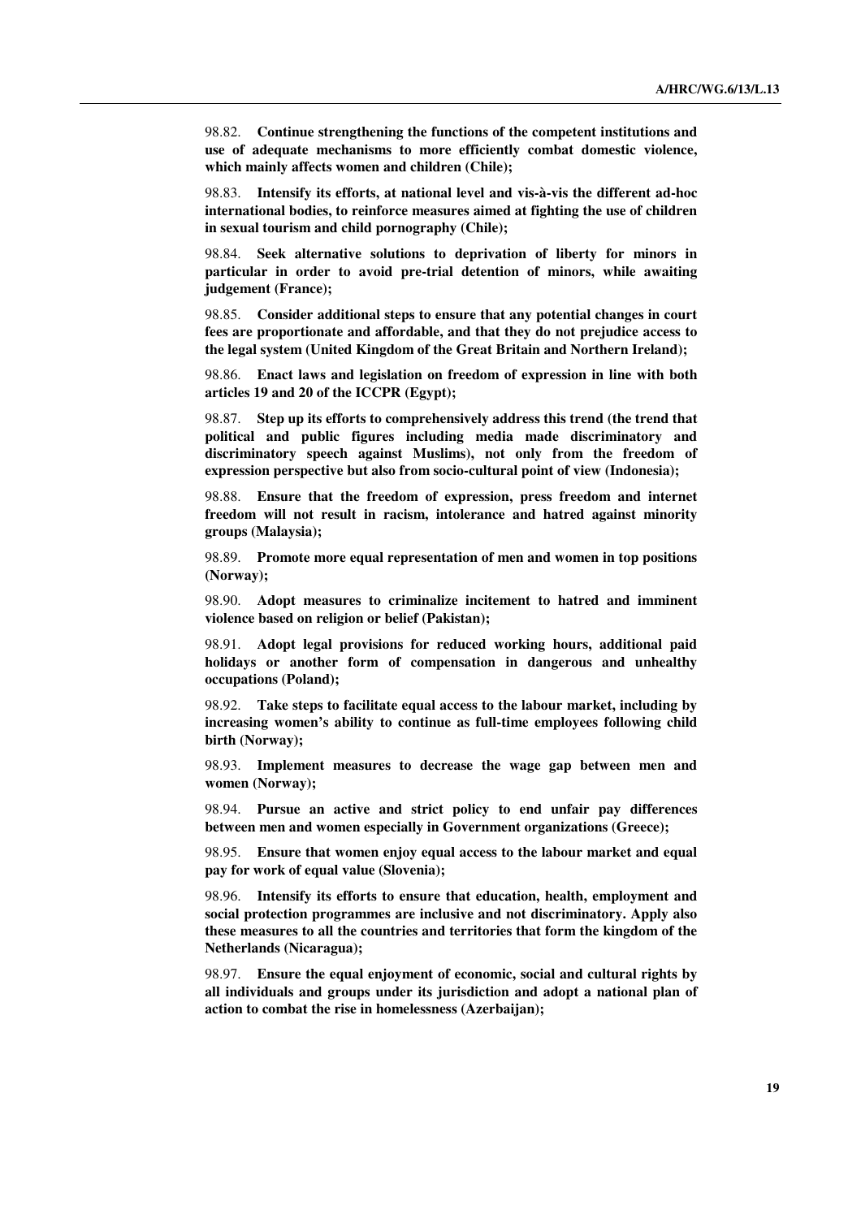98.82. **Continue strengthening the functions of the competent institutions and use of adequate mechanisms to more efficiently combat domestic violence, which mainly affects women and children (Chile);**

98.83. **Intensify its efforts, at national level and vis-à-vis the different ad-hoc international bodies, to reinforce measures aimed at fighting the use of children in sexual tourism and child pornography (Chile);**

98.84. **Seek alternative solutions to deprivation of liberty for minors in particular in order to avoid pre-trial detention of minors, while awaiting judgement (France);**

98.85. **Consider additional steps to ensure that any potential changes in court fees are proportionate and affordable, and that they do not prejudice access to the legal system (United Kingdom of the Great Britain and Northern Ireland);**

98.86. **Enact laws and legislation on freedom of expression in line with both articles 19 and 20 of the ICCPR (Egypt);**

98.87. **Step up its efforts to comprehensively address this trend (the trend that political and public figures including media made discriminatory and discriminatory speech against Muslims), not only from the freedom of expression perspective but also from socio-cultural point of view (Indonesia);**

98.88. **Ensure that the freedom of expression, press freedom and internet freedom will not result in racism, intolerance and hatred against minority groups (Malaysia);**

98.89. **Promote more equal representation of men and women in top positions (Norway);**

98.90. **Adopt measures to criminalize incitement to hatred and imminent violence based on religion or belief (Pakistan);**

98.91. **Adopt legal provisions for reduced working hours, additional paid holidays or another form of compensation in dangerous and unhealthy occupations (Poland);**

98.92. **Take steps to facilitate equal access to the labour market, including by increasing women's ability to continue as full-time employees following child birth (Norway);**

98.93. **Implement measures to decrease the wage gap between men and women (Norway);**

98.94. **Pursue an active and strict policy to end unfair pay differences between men and women especially in Government organizations (Greece);**

98.95. **Ensure that women enjoy equal access to the labour market and equal pay for work of equal value (Slovenia);**

98.96. **Intensify its efforts to ensure that education, health, employment and social protection programmes are inclusive and not discriminatory. Apply also these measures to all the countries and territories that form the kingdom of the Netherlands (Nicaragua);**

98.97. **Ensure the equal enjoyment of economic, social and cultural rights by all individuals and groups under its jurisdiction and adopt a national plan of action to combat the rise in homelessness (Azerbaijan);**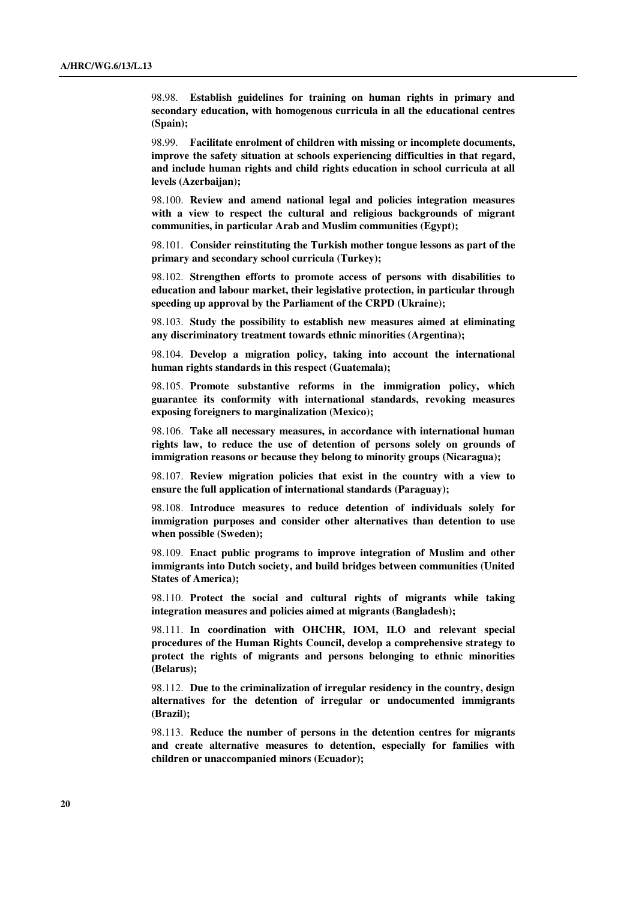98.98. **Establish guidelines for training on human rights in primary and secondary education, with homogenous curricula in all the educational centres (Spain);**

98.99. **Facilitate enrolment of children with missing or incomplete documents, improve the safety situation at schools experiencing difficulties in that regard, and include human rights and child rights education in school curricula at all levels (Azerbaijan);**

98.100. **Review and amend national legal and policies integration measures with a view to respect the cultural and religious backgrounds of migrant communities, in particular Arab and Muslim communities (Egypt);**

98.101. **Consider reinstituting the Turkish mother tongue lessons as part of the primary and secondary school curricula (Turkey);**

98.102. **Strengthen efforts to promote access of persons with disabilities to education and labour market, their legislative protection, in particular through speeding up approval by the Parliament of the CRPD (Ukraine);**

98.103. **Study the possibility to establish new measures aimed at eliminating any discriminatory treatment towards ethnic minorities (Argentina);**

98.104. **Develop a migration policy, taking into account the international human rights standards in this respect (Guatemala);**

98.105. **Promote substantive reforms in the immigration policy, which guarantee its conformity with international standards, revoking measures exposing foreigners to marginalization (Mexico);**

98.106. **Take all necessary measures, in accordance with international human rights law, to reduce the use of detention of persons solely on grounds of immigration reasons or because they belong to minority groups (Nicaragua);**

98.107. **Review migration policies that exist in the country with a view to ensure the full application of international standards (Paraguay);**

98.108. **Introduce measures to reduce detention of individuals solely for immigration purposes and consider other alternatives than detention to use when possible (Sweden);**

98.109. **Enact public programs to improve integration of Muslim and other immigrants into Dutch society, and build bridges between communities (United States of America);**

98.110. **Protect the social and cultural rights of migrants while taking integration measures and policies aimed at migrants (Bangladesh);**

98.111. **In coordination with OHCHR, IOM, ILO and relevant special procedures of the Human Rights Council, develop a comprehensive strategy to protect the rights of migrants and persons belonging to ethnic minorities (Belarus);**

98.112. **Due to the criminalization of irregular residency in the country, design alternatives for the detention of irregular or undocumented immigrants (Brazil);**

98.113. **Reduce the number of persons in the detention centres for migrants and create alternative measures to detention, especially for families with children or unaccompanied minors (Ecuador);**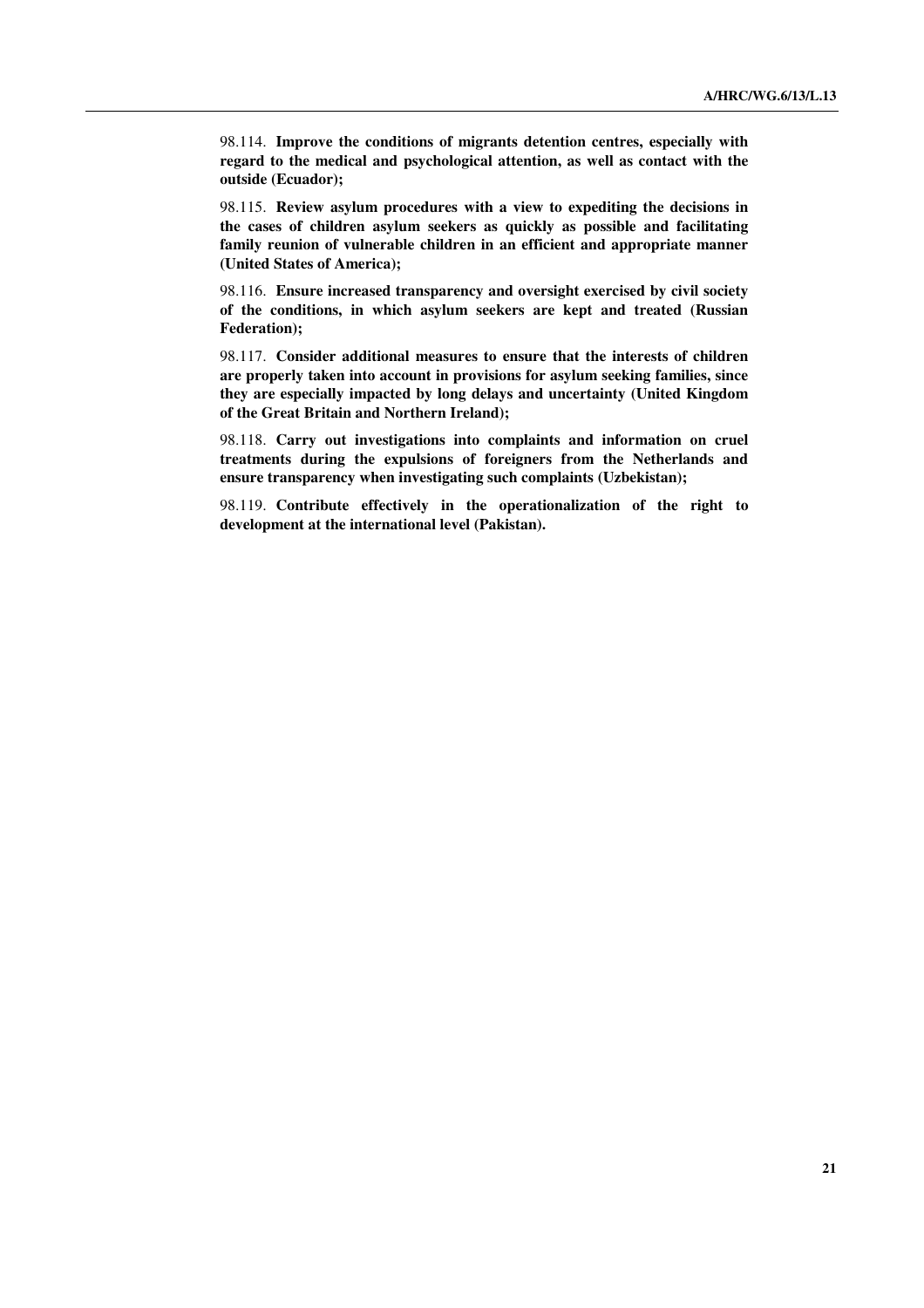98.114. **Improve the conditions of migrants detention centres, especially with regard to the medical and psychological attention, as well as contact with the outside (Ecuador);**

98.115. **Review asylum procedures with a view to expediting the decisions in the cases of children asylum seekers as quickly as possible and facilitating family reunion of vulnerable children in an efficient and appropriate manner (United States of America);**

98.116. **Ensure increased transparency and oversight exercised by civil society of the conditions, in which asylum seekers are kept and treated (Russian Federation);**

98.117. **Consider additional measures to ensure that the interests of children are properly taken into account in provisions for asylum seeking families, since they are especially impacted by long delays and uncertainty (United Kingdom of the Great Britain and Northern Ireland);**

98.118. **Carry out investigations into complaints and information on cruel treatments during the expulsions of foreigners from the Netherlands and ensure transparency when investigating such complaints (Uzbekistan);**

98.119. **Contribute effectively in the operationalization of the right to development at the international level (Pakistan).**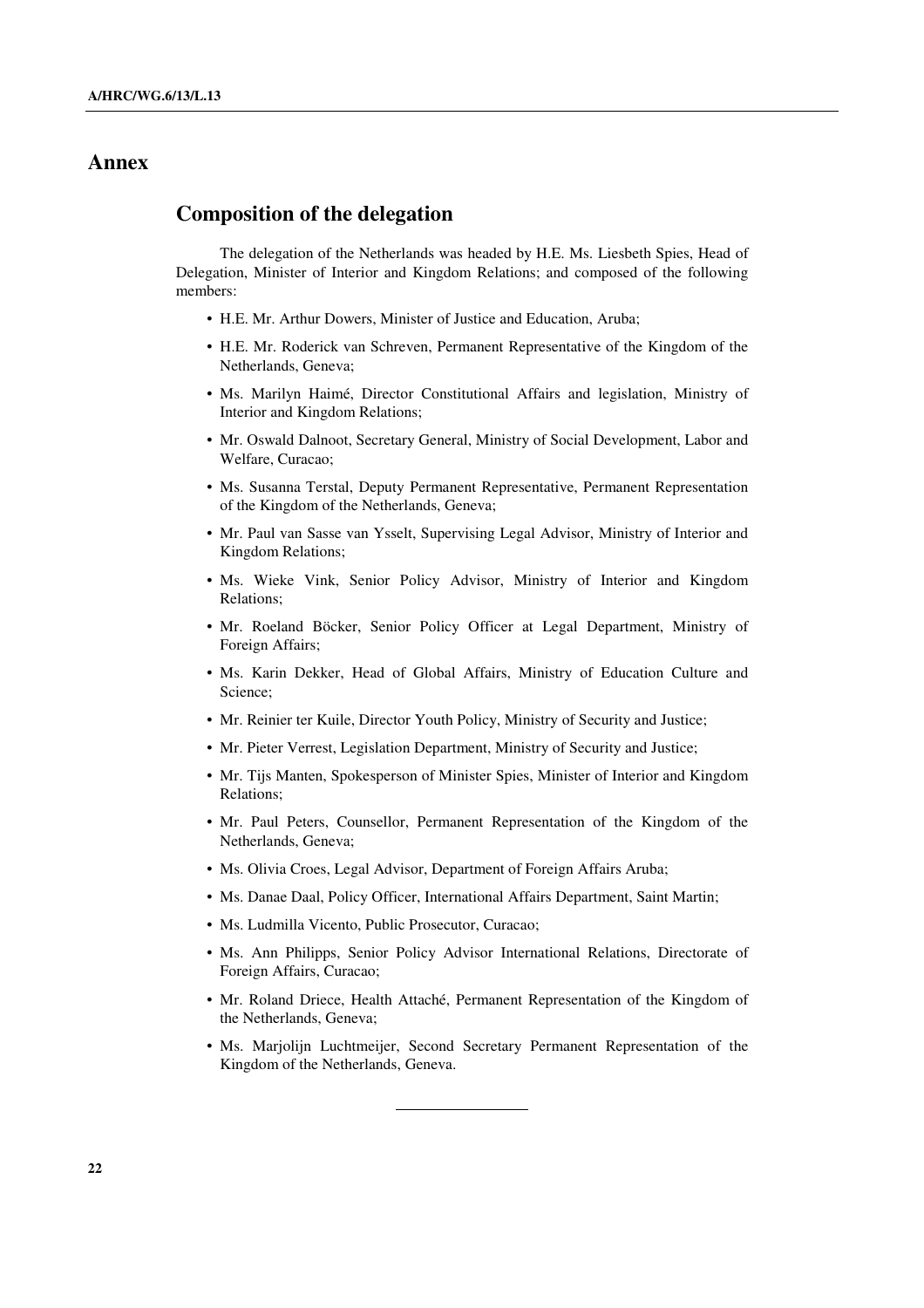# Annex

## Composition of the delegation

The delegation of the Netherlands was headed by H.E. Ms. Liesbeth Spies, Head of Delegation, Minister of Interior and Kingdom Relations; and composed of the following members:

- H.E. Mr. Arthur Dowers, Minister of Justice and Education, Aruba;
- H.E. Mr. Roderick van Schreven, Permanent Representative of the Kingdom of the Netherlands, Geneva;
- Ms. Marilyn Haimé, Director Constitutional Affairs and legislation, Ministry of Interior and Kingdom Relations;
- Mr. Oswald Dalnoot, Secretary General, Ministry of Social Development, Labor and Welfare, Curacao;
- Ms. Susanna Terstal, Deputy Permanent Representative, Permanent Representation of the Kingdom of the Netherlands, Geneva;
- Mr. Paul van Sasse van Ysselt, Supervising Legal Advisor, Ministry of Interior and Kingdom Relations;
- Ms. Wieke Vink, Senior Policy Advisor, Ministry of Interior and Kingdom Relations;
- Mr. Roeland Böcker, Senior Policy Officer at Legal Department, Ministry of Foreign Affairs;
- Ms. Karin Dekker, Head of Global Affairs, Ministry of Education Culture and Science;
- Mr. Reinier ter Kuile, Director Youth Policy, Ministry of Security and Justice;
- Mr. Pieter Verrest, Legislation Department, Ministry of Security and Justice;
- Mr. Tijs Manten, Spokesperson of Minister Spies, Minister of Interior and Kingdom Relations;
- Mr. Paul Peters, Counsellor, Permanent Representation of the Kingdom of the Netherlands, Geneva;
- Ms. Olivia Croes, Legal Advisor, Department of Foreign Affairs Aruba;
- Ms. Danae Daal, Policy Officer, International Affairs Department, Saint Martin;
- Ms. Ludmilla Vicento, Public Prosecutor, Curacao;
- Ms. Ann Philipps, Senior Policy Advisor International Relations, Directorate of Foreign Affairs, Curacao;
- Mr. Roland Driece, Health Attaché, Permanent Representation of the Kingdom of the Netherlands, Geneva;
- Ms. Marjolijn Luchtmeijer, Second Secretary Permanent Representation of the Kingdom of the Netherlands, Geneva.